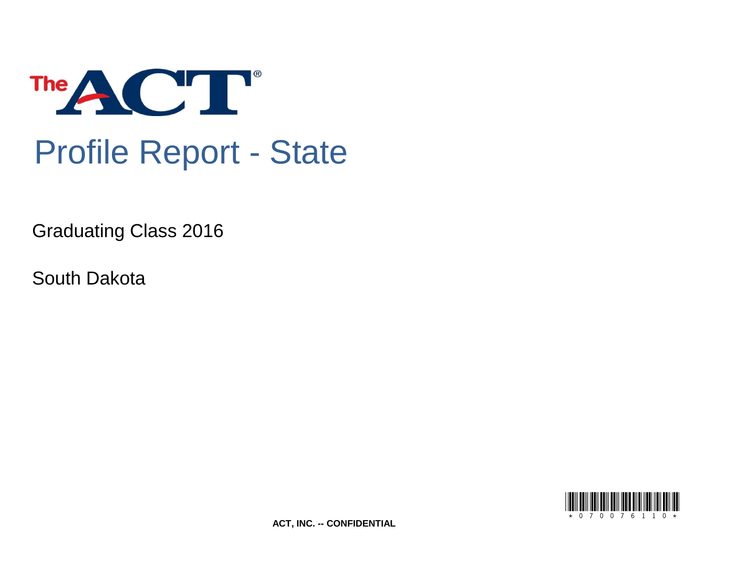The ACT®

# Profile Report - State

Graduating Class 2016

South Dakota

ACT, INC. -- CONFIDENTIAL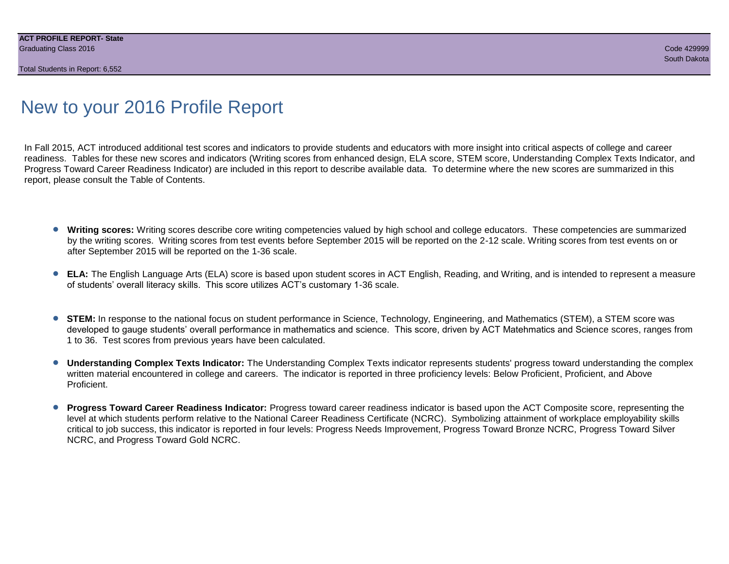# New to your 2016 Profile Report

In Fall 2015, ACT introduced additional test scores and indicators to provide students and educators with more insight into critical aspects of college and career readiness. Tables for these new scores and indicators (Writing scores from enhanced design, ELA score, STEM score, Understanding Complex Texts Indicator, and Progress Toward Career Readiness Indicator) are included in this report to describe available data. To determine where the new scores are summarized in this report, please consult the Table of Contents.

- **Writing scores:** Writing scores describe core writing competencies valued by high school and college educators. These competencies are summarized by the writing scores. Writing scores from test events before September 2015 will be reported on the 2-12 scale. Writing scores from test events on or after September 2015 will be reported on the 1-36 scale.

- **ELA:** The English Language Arts (ELA) score is based upon student scores in ACT English, Reading, and Writing, and is intended to represent a measure of students' overall literacy skills. This score utilizes ACT's customary 1-36 scale.

- **STEM:** In response to the national focus on student performance in Science, Technology, Engineering, and Mathematics (STEM), a STEM score was developed to gauge students' overall performance in mathematics and science. This score, driven by ACT Matehmatics and Science scores, ranges from 1 to 36. Test scores from previous years have been calculated.

- **Understanding Complex Texts Indicator:** The Understanding Complex Texts indicator represents students' progress toward understanding the complex written material encountered in college and careers. The indicator is reported in three proficiency levels: Below Proficient, Proficient, and Above Proficient.

- **Progress Toward Career Readiness Indicator:** Progress toward career readiness indicator is based upon the ACT Composite score, representing the level at which students perform relative to the National Career Readiness Certificate (NCRC). Symbolizing attainment of workplace employability skills critical to job success, this indicator is reported in four levels: Progress Needs Improvement, Progress Toward Bronze NCRC, Progress Toward Silver NCRC, and Progress Toward Gold NCRC.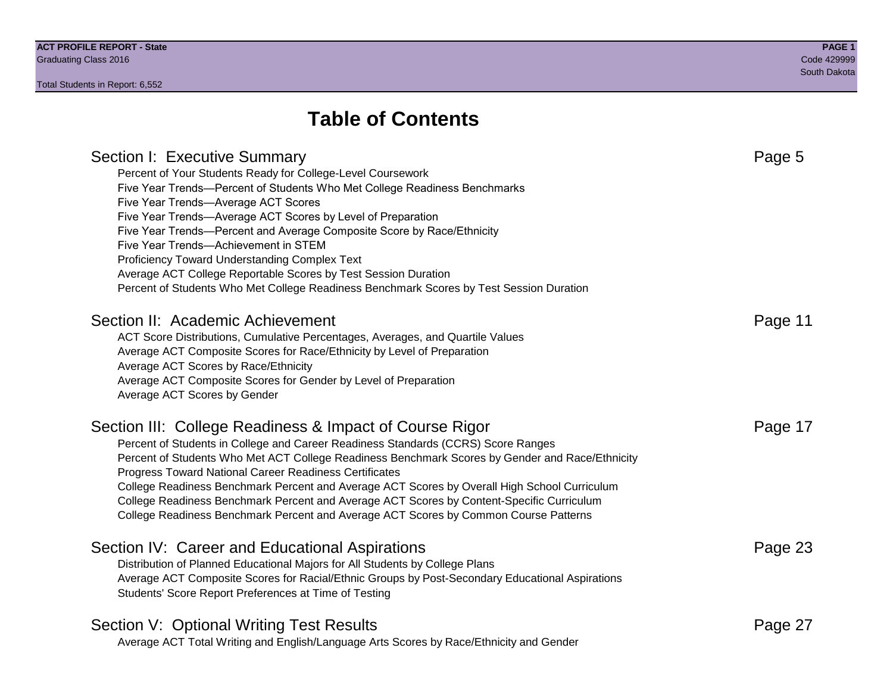# Table of Contents

## Section I: Executive Summary — Page 5

- Percent of Your Students Ready for College-Level Coursework
- Five Year Trends—Percent of Students Who Met College Readiness Benchmarks
- Five Year Trends—Average ACT Scores
- Five Year Trends—Average ACT Scores by Level of Preparation
- Five Year Trends—Percent and Average Composite Score by Race/Ethnicity
- Five Year Trends—Achievement in STEM
- Proficiency Toward Understanding Complex Text
- Average ACT College Reportable Scores by Test Session Duration
- Percent of Students Who Met College Readiness Benchmark Scores by Test Session Duration

## Section II: Academic Achievement — Page 11

- ACT Score Distributions, Cumulative Percentages, Averages, and Quartile Values
- Average ACT Composite Scores for Race/Ethnicity by Level of Preparation
- Average ACT Scores by Race/Ethnicity
- Average ACT Composite Scores for Gender by Level of Preparation
- Average ACT Scores by Gender

## Section III: College Readiness & Impact of Course Rigor — Page 17

- Percent of Students in College and Career Readiness Standards (CCRS) Score Ranges
- Percent of Students Who Met ACT College Readiness Benchmark Scores by Gender and Race/Ethnicity
- Progress Toward National Career Readiness Certificates
- College Readiness Benchmark Percent and Average ACT Scores by Overall High School Curriculum
- College Readiness Benchmark Percent and Average ACT Scores by Content-Specific Curriculum
- College Readiness Benchmark Percent and Average ACT Scores by Common Course Patterns

## Section IV: Career and Educational Aspirations — Page 23

- Distribution of Planned Educational Majors for All Students by College Plans
- Average ACT Composite Scores for Racial/Ethnic Groups by Post-Secondary Educational Aspirations
- Students' Score Report Preferences at Time of Testing

## Section V: Optional Writing Test Results — Page 27

- Average ACT Total Writing and English/Language Arts Scores by Race/Ethnicity and Gender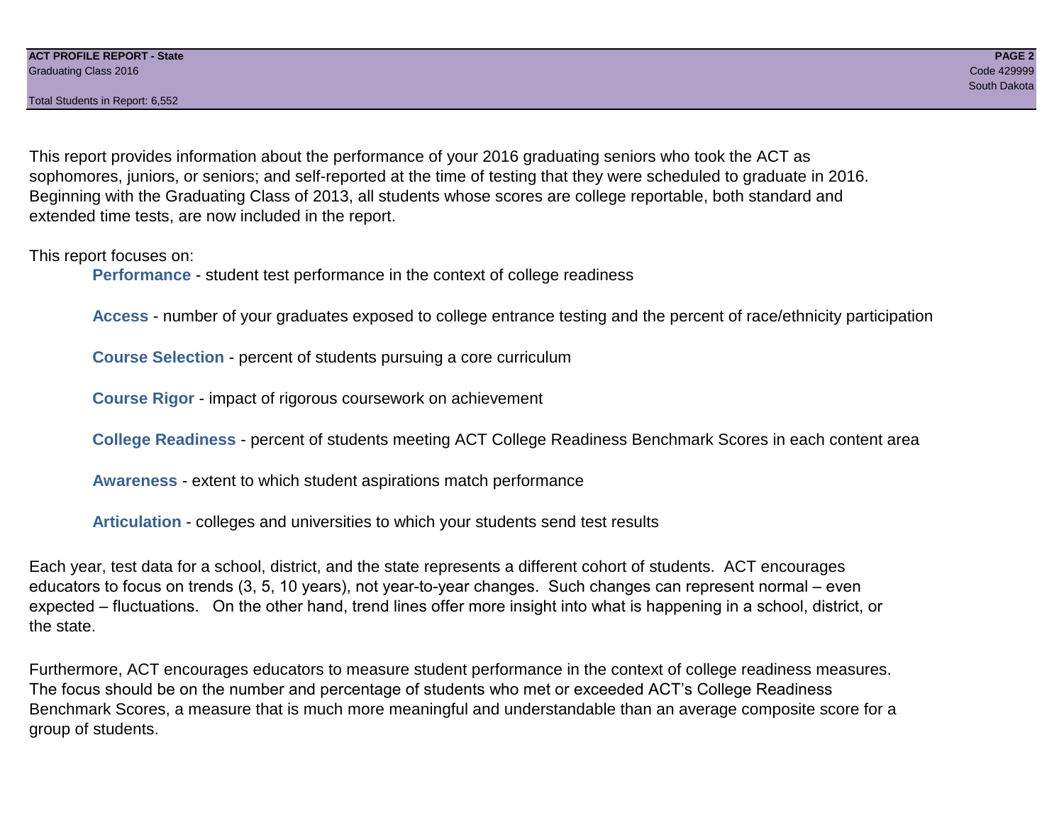This report provides information about the performance of your 2016 graduating seniors who took the ACT as sophomores, juniors, or seniors; and self-reported at the time of testing that they were scheduled to graduate in 2016. Beginning with the Graduating Class of 2013, all students whose scores are college reportable, both standard and extended time tests, are now included in the report.

This report focuses on:

- **Performance** - student test performance in the context of college readiness
- **Access** - number of your graduates exposed to college entrance testing and the percent of race/ethnicity participation
- **Course Selection** - percent of students pursuing a core curriculum
- **Course Rigor** - impact of rigorous coursework on achievement
- **College Readiness** - percent of students meeting ACT College Readiness Benchmark Scores in each content area
- **Awareness** - extent to which student aspirations match performance
- **Articulation** - colleges and universities to which your students send test results

Each year, test data for a school, district, and the state represents a different cohort of students. ACT encourages educators to focus on trends (3, 5, 10 years), not year-to-year changes. Such changes can represent normal – even expected – fluctuations. On the other hand, trend lines offer more insight into what is happening in a school, district, or the state.

Furthermore, ACT encourages educators to measure student performance in the context of college readiness measures. The focus should be on the number and percentage of students who met or exceeded ACT's College Readiness Benchmark Scores, a measure that is much more meaningful and understandable than an average composite score for a group of students.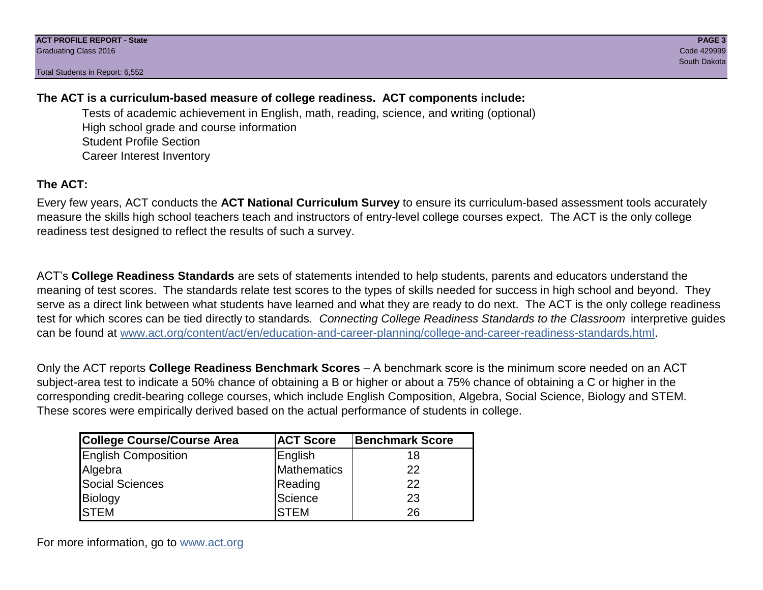**The ACT is a curriculum-based measure of college readiness. ACT components include:**

- Tests of academic achievement in English, math, reading, science, and writing (optional)
- High school grade and course information
- Student Profile Section
- Career Interest Inventory

**The ACT:**

Every few years, ACT conducts the **ACT National Curriculum Survey** to ensure its curriculum-based assessment tools accurately measure the skills high school teachers teach and instructors of entry-level college courses expect. The ACT is the only college readiness test designed to reflect the results of such a survey.

ACT's **College Readiness Standards** are sets of statements intended to help students, parents and educators understand the meaning of test scores. The standards relate test scores to the types of skills needed for success in high school and beyond. They serve as a direct link between what students have learned and what they are ready to do next. The ACT is the only college readiness test for which scores can be tied directly to standards. *Connecting College Readiness Standards to the Classroom* interpretive guides can be found at www.act.org/content/act/en/education-and-career-planning/college-and-career-readiness-standards.html.

Only the ACT reports **College Readiness Benchmark Scores** – A benchmark score is the minimum score needed on an ACT subject-area test to indicate a 50% chance of obtaining a B or higher or about a 75% chance of obtaining a C or higher in the corresponding credit-bearing college courses, which include English Composition, Algebra, Social Science, Biology and STEM. These scores were empirically derived based on the actual performance of students in college.

| College Course/Course Area | ACT Score | Benchmark Score |
|---|---|---|
| English Composition | English | 18 |
| Algebra | Mathematics | 22 |
| Social Sciences | Reading | 22 |
| Biology | Science | 23 |
| STEM | STEM | 26 |

For more information, go to www.act.org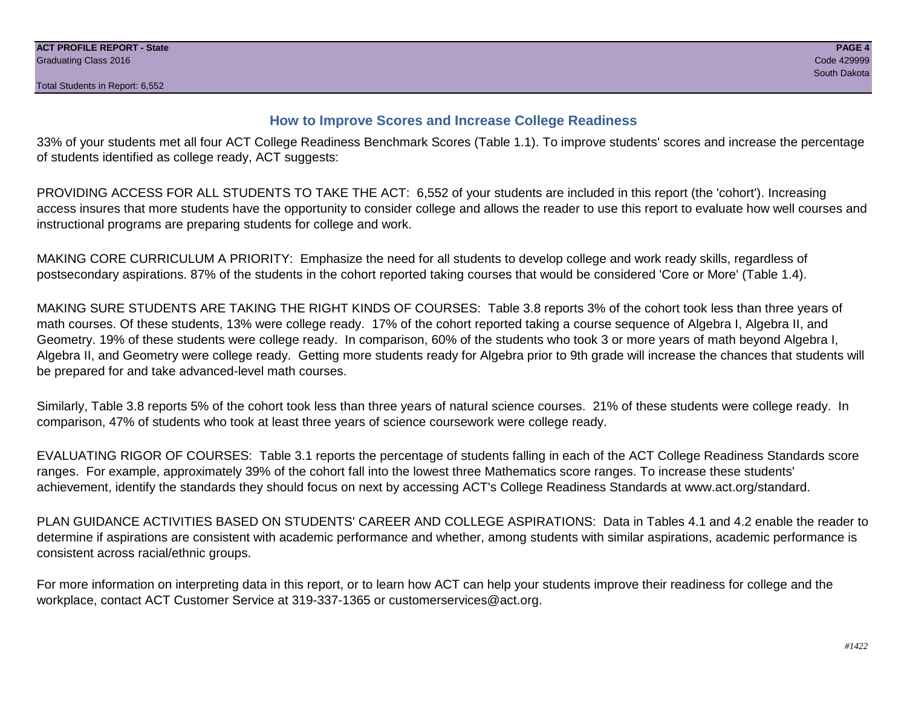## How to Improve Scores and Increase College Readiness

33% of your students met all four ACT College Readiness Benchmark Scores (Table 1.1). To improve students' scores and increase the percentage of students identified as college ready, ACT suggests:

PROVIDING ACCESS FOR ALL STUDENTS TO TAKE THE ACT: 6,552 of your students are included in this report (the 'cohort'). Increasing access insures that more students have the opportunity to consider college and allows the reader to use this report to evaluate how well courses and instructional programs are preparing students for college and work.

MAKING CORE CURRICULUM A PRIORITY: Emphasize the need for all students to develop college and work ready skills, regardless of postsecondary aspirations. 87% of the students in the cohort reported taking courses that would be considered 'Core or More' (Table 1.4).

MAKING SURE STUDENTS ARE TAKING THE RIGHT KINDS OF COURSES: Table 3.8 reports 3% of the cohort took less than three years of math courses. Of these students, 13% were college ready. 17% of the cohort reported taking a course sequence of Algebra I, Algebra II, and Geometry. 19% of these students were college ready. In comparison, 60% of the students who took 3 or more years of math beyond Algebra I, Algebra II, and Geometry were college ready. Getting more students ready for Algebra prior to 9th grade will increase the chances that students will be prepared for and take advanced-level math courses.

Similarly, Table 3.8 reports 5% of the cohort took less than three years of natural science courses. 21% of these students were college ready. In comparison, 47% of students who took at least three years of science coursework were college ready.

EVALUATING RIGOR OF COURSES: Table 3.1 reports the percentage of students falling in each of the ACT College Readiness Standards score ranges. For example, approximately 39% of the cohort fall into the lowest three Mathematics score ranges. To increase these students' achievement, identify the standards they should focus on next by accessing ACT's College Readiness Standards at www.act.org/standard.

PLAN GUIDANCE ACTIVITIES BASED ON STUDENTS' CAREER AND COLLEGE ASPIRATIONS: Data in Tables 4.1 and 4.2 enable the reader to determine if aspirations are consistent with academic performance and whether, among students with similar aspirations, academic performance is consistent across racial/ethnic groups.

For more information on interpreting data in this report, or to learn how ACT can help your students improve their readiness for college and the workplace, contact ACT Customer Service at 319-337-1365 or customerservices@act.org.

*#1422*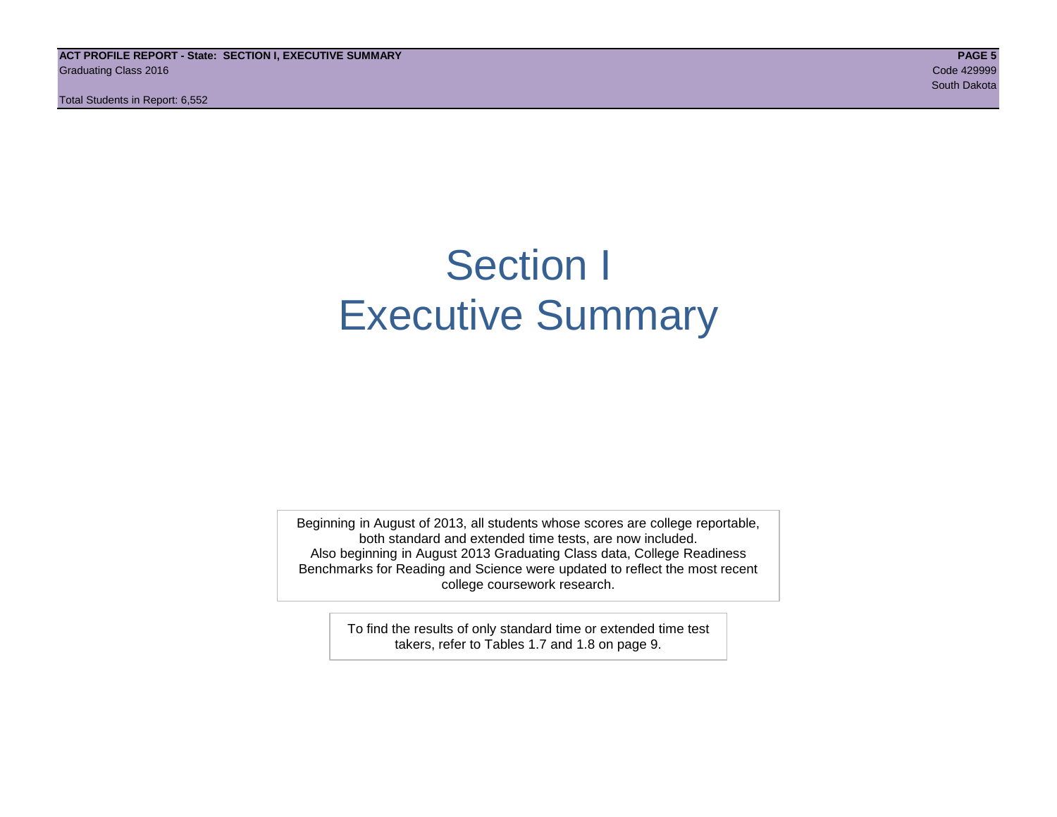# Section I
# Executive Summary

Beginning in August of 2013, all students whose scores are college reportable, both standard and extended time tests, are now included.
Also beginning in August 2013 Graduating Class data, College Readiness Benchmarks for Reading and Science were updated to reflect the most recent college coursework research.

To find the results of only standard time or extended time test takers, refer to Tables 1.7 and 1.8 on page 9.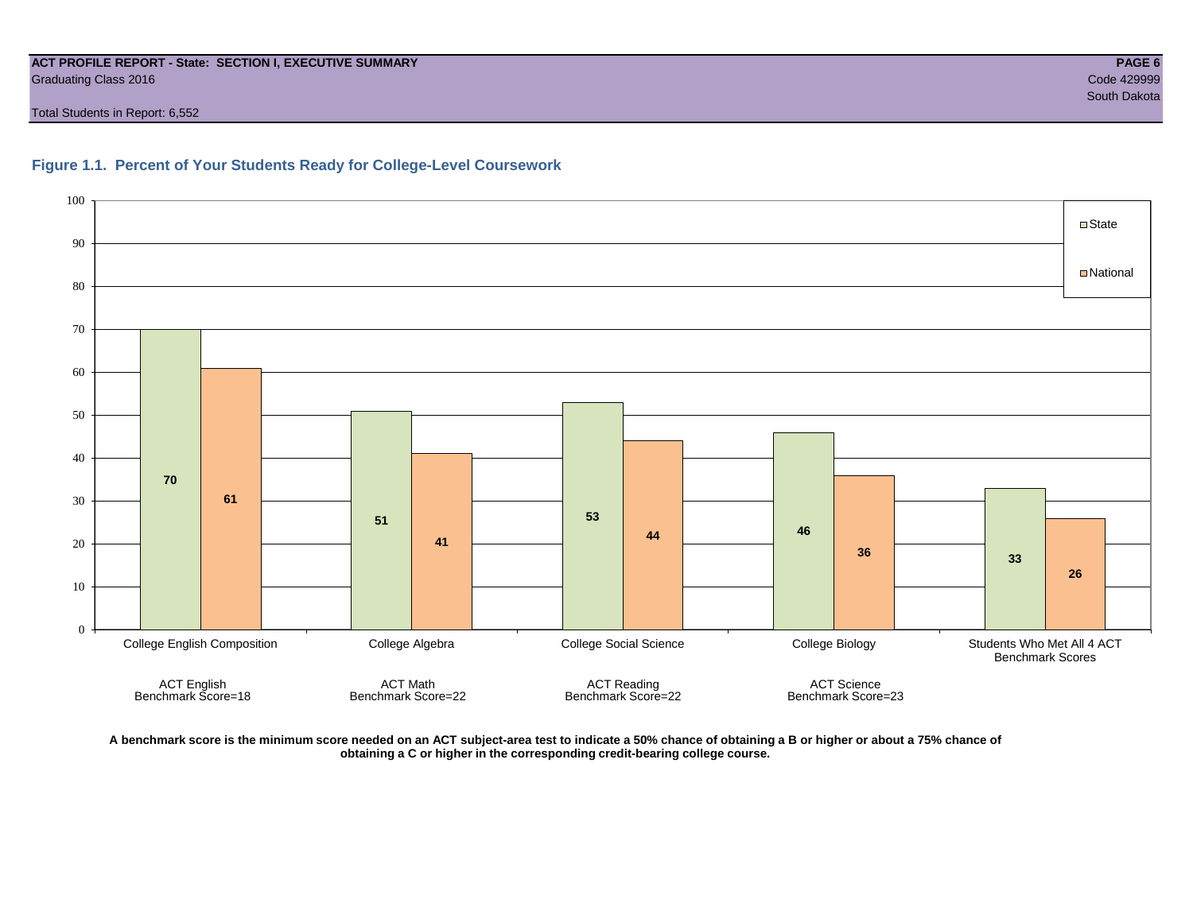**ACT PROFILE REPORT - State: SECTION I, EXECUTIVE SUMMARY**
Graduating Class 2016
Code 429999
South Dakota

Total Students in Report: 6,552

### Figure 1.1. Percent of Your Students Ready for College-Level Coursework

| Course | State | National |
|---|---|---|
| College English Composition (ACT English Benchmark Score=18) | 70 | 61 |
| College Algebra (ACT Math Benchmark Score=22) | 51 | 41 |
| College Social Science (ACT Reading Benchmark Score=22) | 53 | 44 |
| College Biology (ACT Science Benchmark Score=23) | 46 | 36 |
| Students Who Met All 4 ACT Benchmark Scores | 33 | 26 |

**A benchmark score is the minimum score needed on an ACT subject-area test to indicate a 50% chance of obtaining a B or higher or about a 75% chance of obtaining a C or higher in the corresponding credit-bearing college course.**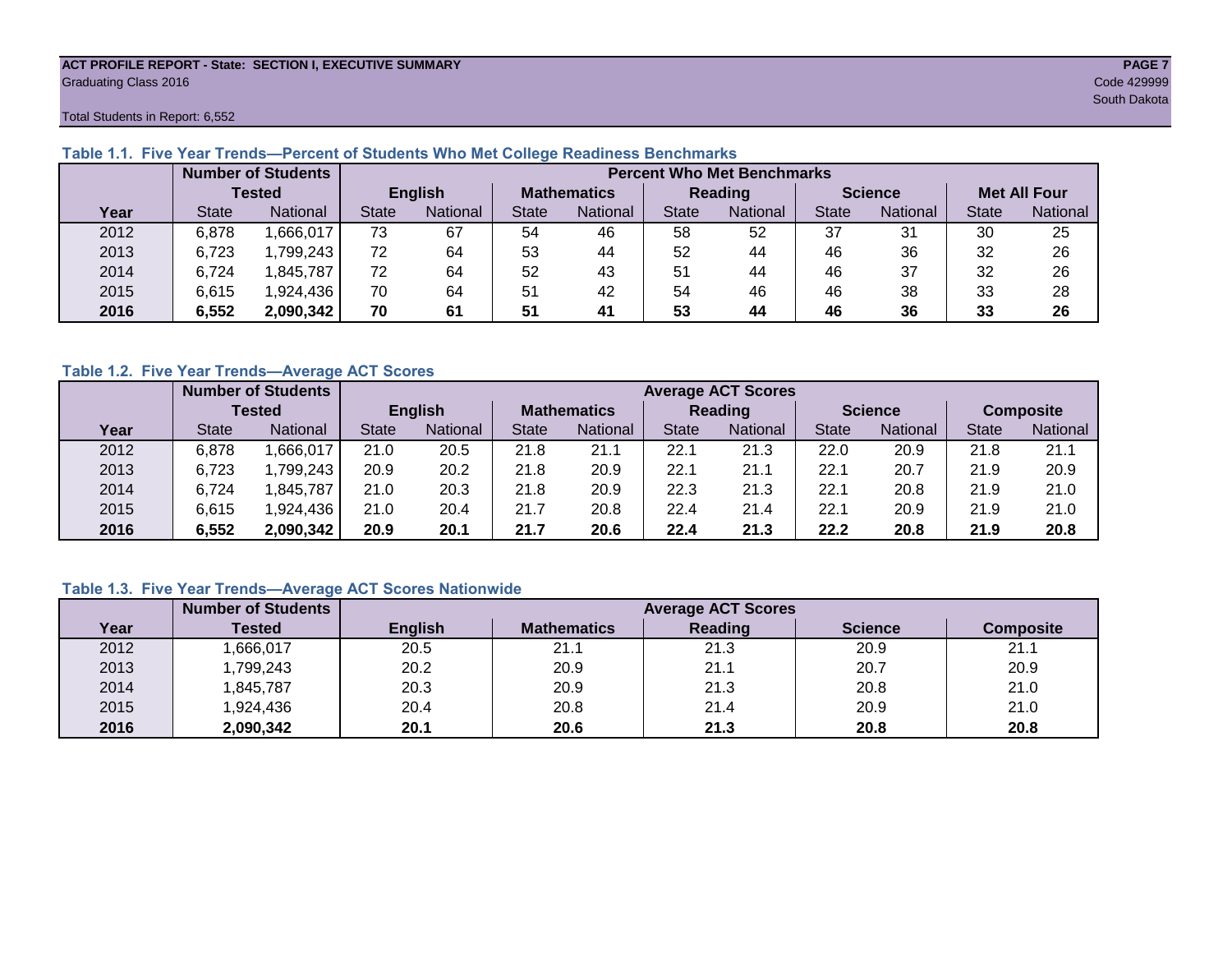ACT PROFILE REPORT - State: SECTION I, EXECUTIVE SUMMARY
Graduating Class 2016

Code 429999
South Dakota

Total Students in Report: 6,552

### Table 1.1. Five Year Trends—Percent of Students Who Met College Readiness Benchmarks

| | Number of Students Tested | | Percent Who Met Benchmarks | | | | | | | | | |
|---|---|---|---|---|---|---|---|---|---|---|---|---|
| | | | English | | Mathematics | | Reading | | Science | | Met All Four | |
| Year | State | National | State | National | State | National | State | National | State | National | State | National |
| 2012 | 6,878 | 1,666,017 | 73 | 67 | 54 | 46 | 58 | 52 | 37 | 31 | 30 | 25 |
| 2013 | 6,723 | 1,799,243 | 72 | 64 | 53 | 44 | 52 | 44 | 46 | 36 | 32 | 26 |
| 2014 | 6,724 | 1,845,787 | 72 | 64 | 52 | 43 | 51 | 44 | 46 | 37 | 32 | 26 |
| 2015 | 6,615 | 1,924,436 | 70 | 64 | 51 | 42 | 54 | 46 | 46 | 38 | 33 | 28 |
| **2016** | **6,552** | **2,090,342** | **70** | **61** | **51** | **41** | **53** | **44** | **46** | **36** | **33** | **26** |

### Table 1.2. Five Year Trends—Average ACT Scores

| | Number of Students Tested | | Average ACT Scores | | | | | | | | | |
|---|---|---|---|---|---|---|---|---|---|---|---|---|
| | | | English | | Mathematics | | Reading | | Science | | Composite | |
| Year | State | National | State | National | State | National | State | National | State | National | State | National |
| 2012 | 6,878 | 1,666,017 | 21.0 | 20.5 | 21.8 | 21.1 | 22.1 | 21.3 | 22.0 | 20.9 | 21.8 | 21.1 |
| 2013 | 6,723 | 1,799,243 | 20.9 | 20.2 | 21.8 | 20.9 | 22.1 | 21.1 | 22.1 | 20.7 | 21.9 | 20.9 |
| 2014 | 6,724 | 1,845,787 | 21.0 | 20.3 | 21.8 | 20.9 | 22.3 | 21.3 | 22.1 | 20.8 | 21.9 | 21.0 |
| 2015 | 6,615 | 1,924,436 | 21.0 | 20.4 | 21.7 | 20.8 | 22.4 | 21.4 | 22.1 | 20.9 | 21.9 | 21.0 |
| **2016** | **6,552** | **2,090,342** | **20.9** | **20.1** | **21.7** | **20.6** | **22.4** | **21.3** | **22.2** | **20.8** | **21.9** | **20.8** |

### Table 1.3. Five Year Trends—Average ACT Scores Nationwide

| | Number of Students | Average ACT Scores | | | | |
|---|---|---|---|---|---|---|
| Year | Tested | English | Mathematics | Reading | Science | Composite |
| 2012 | 1,666,017 | 20.5 | 21.1 | 21.3 | 20.9 | 21.1 |
| 2013 | 1,799,243 | 20.2 | 20.9 | 21.1 | 20.7 | 20.9 |
| 2014 | 1,845,787 | 20.3 | 20.9 | 21.3 | 20.8 | 21.0 |
| 2015 | 1,924,436 | 20.4 | 20.8 | 21.4 | 20.9 | 21.0 |
| **2016** | **2,090,342** | **20.1** | **20.6** | **21.3** | **20.8** | **20.8** |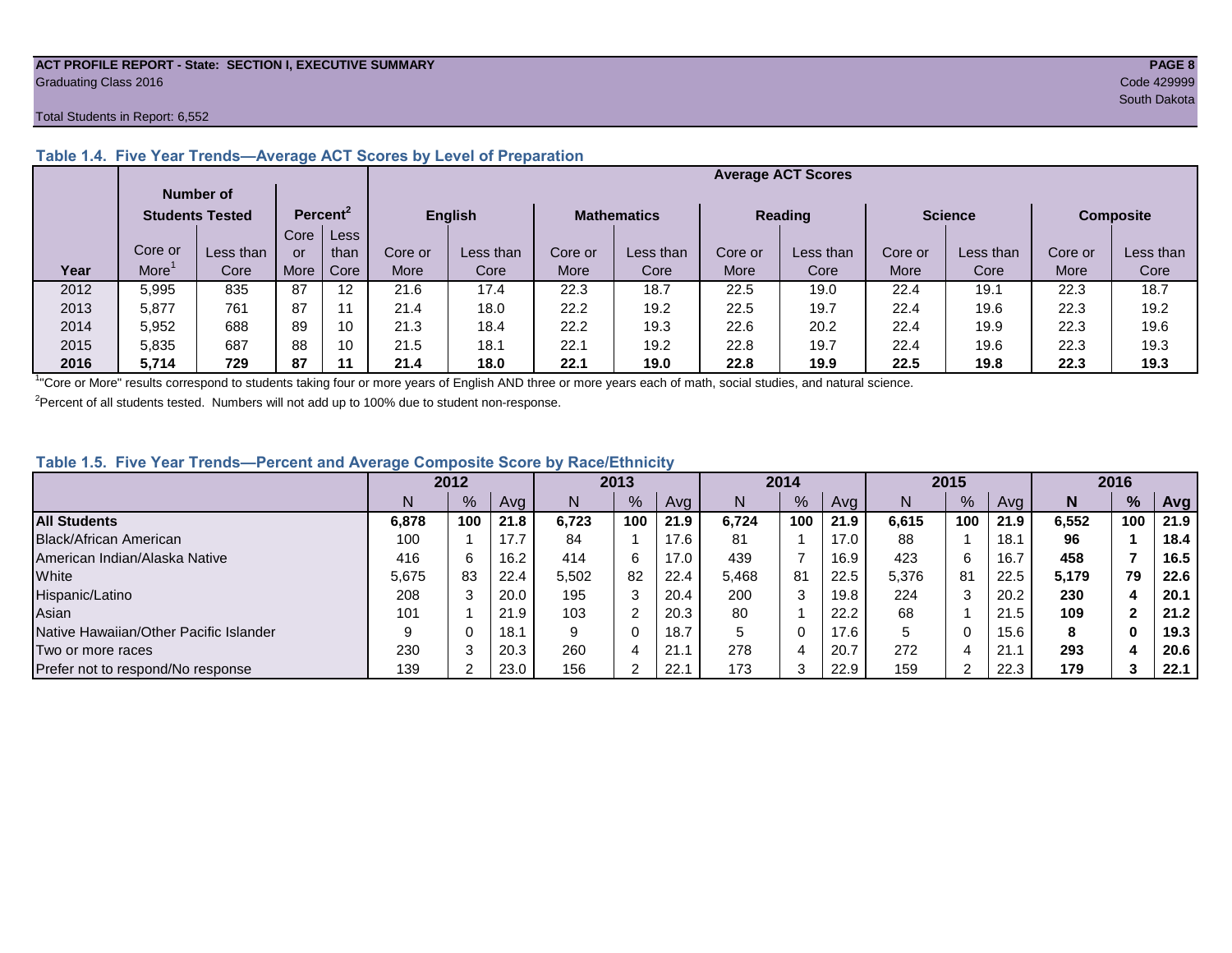ACT PROFILE REPORT - State: SECTION I, EXECUTIVE SUMMARY
Graduating Class 2016
Code 429999
South Dakota
Total Students in Report: 6,552

### Table 1.4. Five Year Trends—Average ACT Scores by Level of Preparation

| | Number of Students Tested | | Percent[2] | | Average ACT Scores | | | | | | | | | |
|---|---|---|---|---|---|---|---|---|---|---|---|---|---|---|
| | | | | | English | | Mathematics | | Reading | | Science | | Composite | |
| Year | Core or More[1] | Less than Core | Core or More | Less than Core | Core or More | Less than Core | Core or More | Less than Core | Core or More | Less than Core | Core or More | Less than Core | Core or More | Less than Core |
| 2012 | 5,995 | 835 | 87 | 12 | 21.6 | 17.4 | 22.3 | 18.7 | 22.5 | 19.0 | 22.4 | 19.1 | 22.3 | 18.7 |
| 2013 | 5,877 | 761 | 87 | 11 | 21.4 | 18.0 | 22.2 | 19.2 | 22.5 | 19.7 | 22.4 | 19.6 | 22.3 | 19.2 |
| 2014 | 5,952 | 688 | 89 | 10 | 21.3 | 18.4 | 22.2 | 19.3 | 22.6 | 20.2 | 22.4 | 19.9 | 22.3 | 19.6 |
| 2015 | 5,835 | 687 | 88 | 10 | 21.5 | 18.1 | 22.1 | 19.2 | 22.8 | 19.7 | 22.4 | 19.6 | 22.3 | 19.3 |
| **2016** | **5,714** | **729** | **87** | **11** | **21.4** | **18.0** | **22.1** | **19.0** | **22.8** | **19.9** | **22.5** | **19.8** | **22.3** | **19.3** |

[1]"Core or More" results correspond to students taking four or more years of English AND three or more years each of math, social studies, and natural science.

[2]Percent of all students tested. Numbers will not add up to 100% due to student non-response.

### Table 1.5. Five Year Trends—Percent and Average Composite Score by Race/Ethnicity

| | 2012 | | | 2013 | | | 2014 | | | 2015 | | | 2016 | | |
|---|---|---|---|---|---|---|---|---|---|---|---|---|---|---|---|
| | N | % | Avg | N | % | Avg | N | % | Avg | N | % | Avg | **N** | **%** | **Avg** |
| **All Students** | **6,878** | **100** | **21.8** | **6,723** | **100** | **21.9** | **6,724** | **100** | **21.9** | **6,615** | **100** | **21.9** | **6,552** | **100** | **21.9** |
| Black/African American | 100 | 1 | 17.7 | 84 | 1 | 17.6 | 81 | 1 | 17.0 | 88 | 1 | 18.1 | **96** | **1** | **18.4** |
| American Indian/Alaska Native | 416 | 6 | 16.2 | 414 | 6 | 17.0 | 439 | 7 | 16.9 | 423 | 6 | 16.7 | **458** | **7** | **16.5** |
| White | 5,675 | 83 | 22.4 | 5,502 | 82 | 22.4 | 5,468 | 81 | 22.5 | 5,376 | 81 | 22.5 | **5,179** | **79** | **22.6** |
| Hispanic/Latino | 208 | 3 | 20.0 | 195 | 3 | 20.4 | 200 | 3 | 19.8 | 224 | 3 | 20.2 | **230** | **4** | **20.1** |
| Asian | 101 | 1 | 21.9 | 103 | 2 | 20.3 | 80 | 1 | 22.2 | 68 | 1 | 21.5 | **109** | **2** | **21.2** |
| Native Hawaiian/Other Pacific Islander | 9 | 0 | 18.1 | 9 | 0 | 18.7 | 5 | 0 | 17.6 | 5 | 0 | 15.6 | **8** | **0** | **19.3** |
| Two or more races | 230 | 3 | 20.3 | 260 | 4 | 21.1 | 278 | 4 | 20.7 | 272 | 4 | 21.1 | **293** | **4** | **20.6** |
| Prefer not to respond/No response | 139 | 2 | 23.0 | 156 | 2 | 22.1 | 173 | 3 | 22.9 | 159 | 2 | 22.3 | **179** | **3** | **22.1** |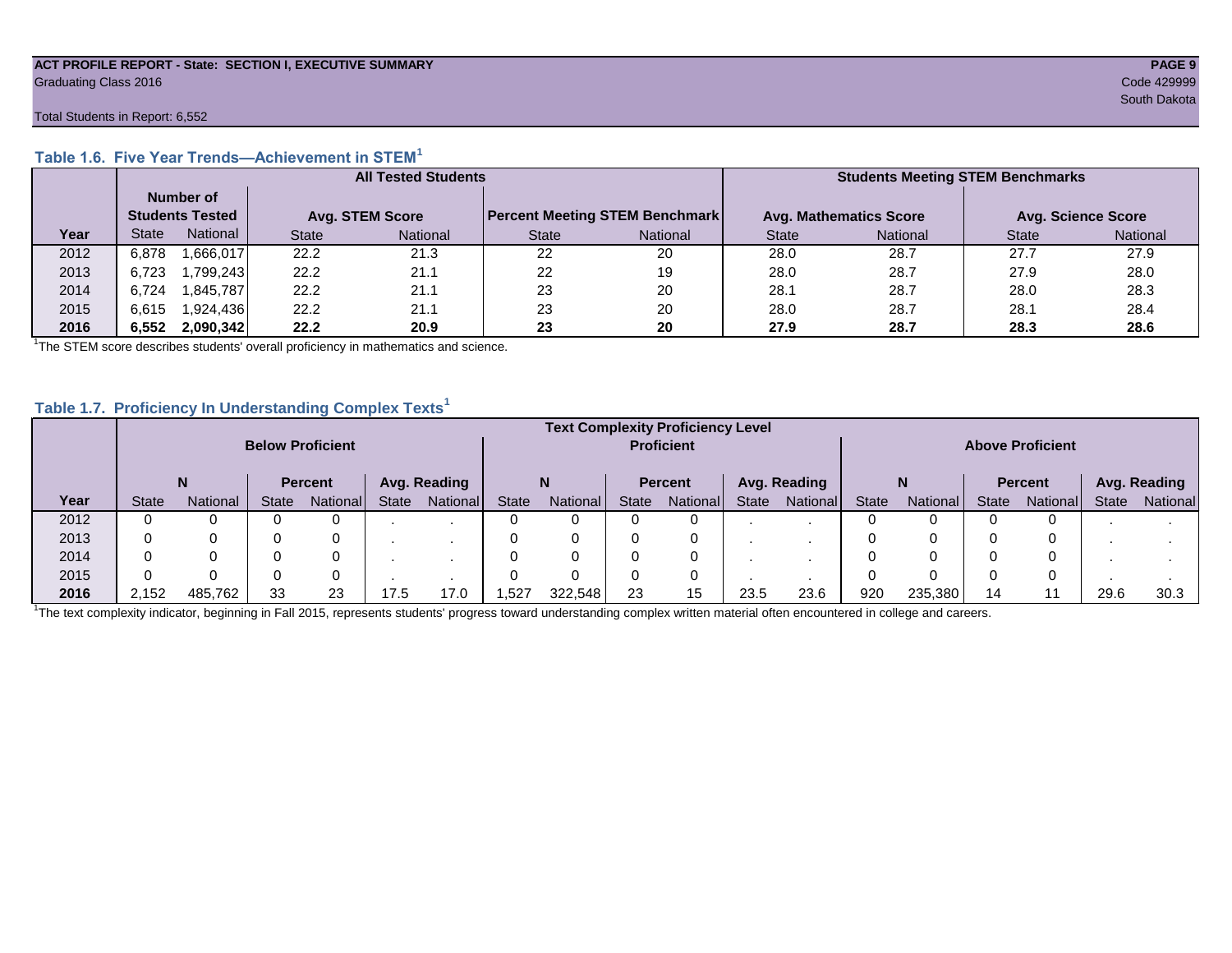**ACT PROFILE REPORT - State: SECTION I, EXECUTIVE SUMMARY**
Graduating Class 2016
Code 429999
South Dakota

Total Students in Report: 6,552

### Table 1.6. Five Year Trends—Achievement in STEM[1]

| | All Tested Students | | | | | | Students Meeting STEM Benchmarks | | | |
|---|---|---|---|---|---|---|---|---|---|---|
| | Number of Students Tested | | Avg. STEM Score | | Percent Meeting STEM Benchmark | | Avg. Mathematics Score | | Avg. Science Score | |
| Year | State | National | State | National | State | National | State | National | State | National |
| 2012 | 6,878 | 1,666,017 | 22.2 | 21.3 | 22 | 20 | 28.0 | 28.7 | 27.7 | 27.9 |
| 2013 | 6,723 | 1,799,243 | 22.2 | 21.1 | 22 | 19 | 28.0 | 28.7 | 27.9 | 28.0 |
| 2014 | 6,724 | 1,845,787 | 22.2 | 21.1 | 23 | 20 | 28.1 | 28.7 | 28.0 | 28.3 |
| 2015 | 6,615 | 1,924,436 | 22.2 | 21.1 | 23 | 20 | 28.0 | 28.7 | 28.1 | 28.4 |
| **2016** | **6,552** | **2,090,342** | **22.2** | **20.9** | **23** | **20** | **27.9** | **28.7** | **28.3** | **28.6** |

[1]The STEM score describes students' overall proficiency in mathematics and science.

### Table 1.7. Proficiency In Understanding Complex Texts[1]

| | Text Complexity Proficiency Level | | | | | | | | | | | | | | | | | |
|---|---|---|---|---|---|---|---|---|---|---|---|---|---|---|---|---|---|---|
| | Below Proficient | | | | | | Proficient | | | | | | Above Proficient | | | | | |
| | N | | Percent | | Avg. Reading | | N | | Percent | | Avg. Reading | | N | | Percent | | Avg. Reading | |
| Year | State | National | State | National | State | National | State | National | State | National | State | National | State | National | State | National | State | National |
| 2012 | 0 | 0 | 0 | 0 | . | . | 0 | 0 | 0 | 0 | . | . | 0 | 0 | 0 | 0 | . | . |
| 2013 | 0 | 0 | 0 | 0 | . | . | 0 | 0 | 0 | 0 | . | . | 0 | 0 | 0 | 0 | . | . |
| 2014 | 0 | 0 | 0 | 0 | . | . | 0 | 0 | 0 | 0 | . | . | 0 | 0 | 0 | 0 | . | . |
| 2015 | 0 | 0 | 0 | 0 | . | . | 0 | 0 | 0 | 0 | . | . | 0 | 0 | 0 | 0 | . | . |
| **2016** | 2,152 | 485,762 | 33 | 23 | 17.5 | 17.0 | 1,527 | 322,548 | 23 | 15 | 23.5 | 23.6 | 920 | 235,380 | 14 | 11 | 29.6 | 30.3 |

[1]The text complexity indicator, beginning in Fall 2015, represents students' progress toward understanding complex written material often encountered in college and careers.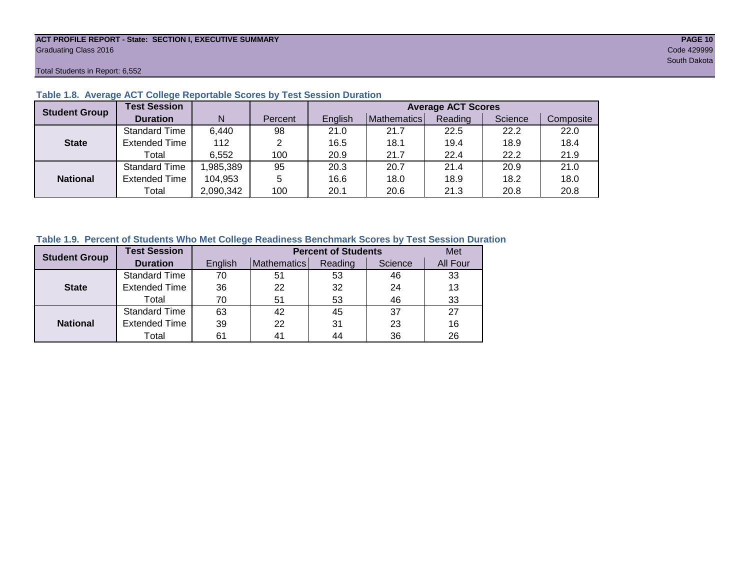### Table 1.8. Average ACT College Reportable Scores by Test Session Duration

| Student Group | Test Session Duration | N | Percent | Average ACT Scores | | | | |
|---|---|---|---|---|---|---|---|---|
| | | | | English | Mathematics | Reading | Science | Composite |
| State | Standard Time | 6,440 | 98 | 21.0 | 21.7 | 22.5 | 22.2 | 22.0 |
| | Extended Time | 112 | 2 | 16.5 | 18.1 | 19.4 | 18.9 | 18.4 |
| | Total | 6,552 | 100 | 20.9 | 21.7 | 22.4 | 22.2 | 21.9 |
| National | Standard Time | 1,985,389 | 95 | 20.3 | 20.7 | 21.4 | 20.9 | 21.0 |
| | Extended Time | 104,953 | 5 | 16.6 | 18.0 | 18.9 | 18.2 | 18.0 |
| | Total | 2,090,342 | 100 | 20.1 | 20.6 | 21.3 | 20.8 | 20.8 |

### Table 1.9. Percent of Students Who Met College Readiness Benchmark Scores by Test Session Duration

| Student Group | Test Session Duration | Percent of Students | | | | Met |
|---|---|---|---|---|---|---|
| | | English | Mathematics | Reading | Science | All Four |
| State | Standard Time | 70 | 51 | 53 | 46 | 33 |
| | Extended Time | 36 | 22 | 32 | 24 | 13 |
| | Total | 70 | 51 | 53 | 46 | 33 |
| National | Standard Time | 63 | 42 | 45 | 37 | 27 |
| | Extended Time | 39 | 22 | 31 | 23 | 16 |
| | Total | 61 | 41 | 44 | 36 | 26 |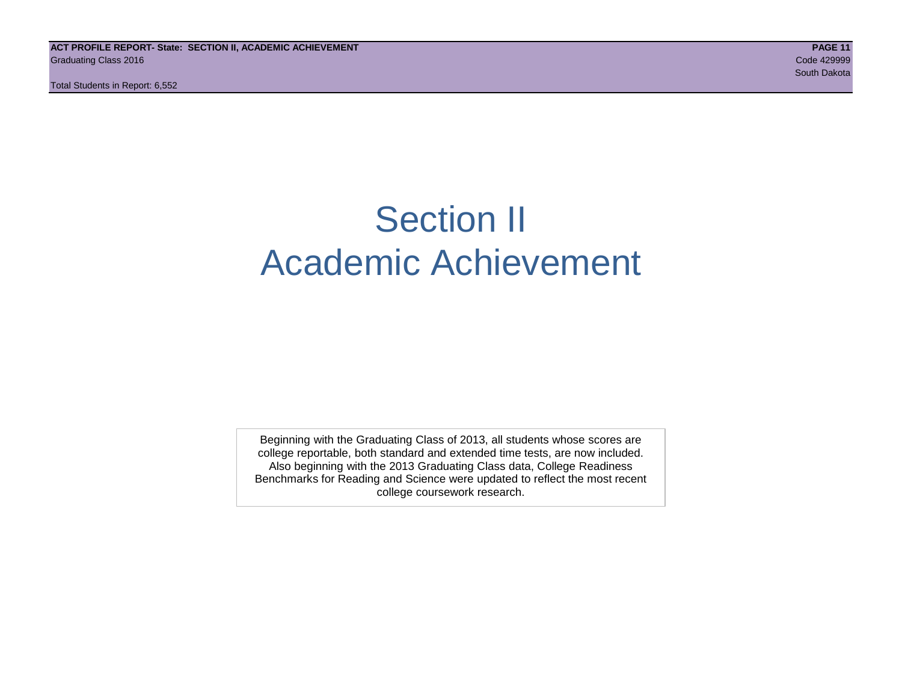# Section II
# Academic Achievement

Beginning with the Graduating Class of 2013, all students whose scores are college reportable, both standard and extended time tests, are now included. Also beginning with the 2013 Graduating Class data, College Readiness Benchmarks for Reading and Science were updated to reflect the most recent college coursework research.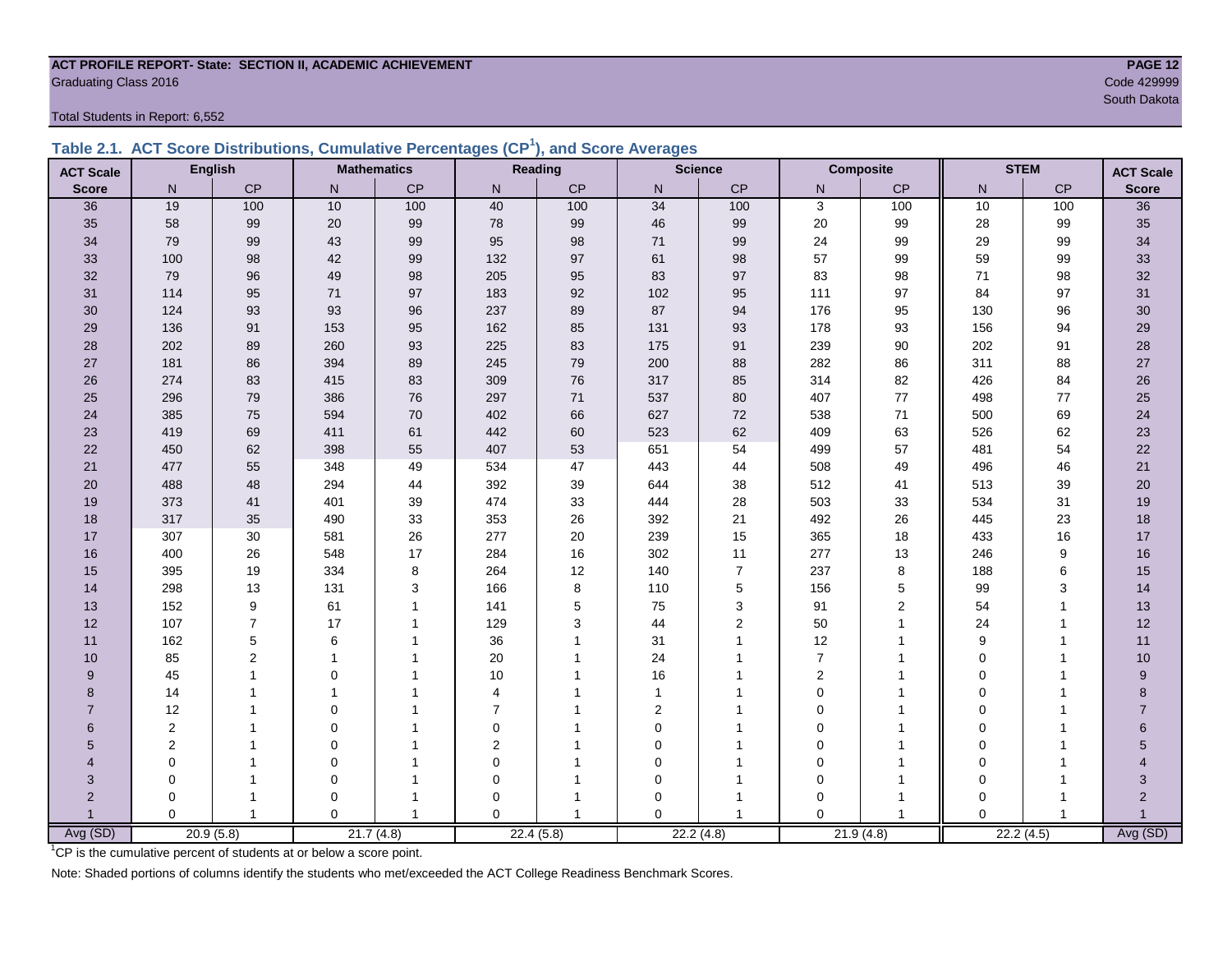**ACT PROFILE REPORT- State: SECTION II, ACADEMIC ACHIEVEMENT**
Graduating Class 2016

Code 429999
South Dakota

Total Students in Report: 6,552

## Table 2.1. ACT Score Distributions, Cumulative Percentages (CP[1]), and Score Averages

| ACT Scale | English | | Mathematics | | Reading | | Science | | Composite | | STEM | | ACT Scale |
|---|---|---|---|---|---|---|---|---|---|---|---|---|---|
| Score | N | CP | N | CP | N | CP | N | CP | N | CP | N | CP | Score |
| 36 | 19 | 100 | 10 | 100 | 40 | 100 | 34 | 100 | 3 | 100 | 10 | 100 | 36 |
| 35 | 58 | 99 | 20 | 99 | 78 | 99 | 46 | 99 | 20 | 99 | 28 | 99 | 35 |
| 34 | 79 | 99 | 43 | 99 | 95 | 98 | 71 | 99 | 24 | 99 | 29 | 99 | 34 |
| 33 | 100 | 98 | 42 | 99 | 132 | 97 | 61 | 98 | 57 | 99 | 59 | 99 | 33 |
| 32 | 79 | 96 | 49 | 98 | 205 | 95 | 83 | 97 | 83 | 98 | 71 | 98 | 32 |
| 31 | 114 | 95 | 71 | 97 | 183 | 92 | 102 | 95 | 111 | 97 | 84 | 97 | 31 |
| 30 | 124 | 93 | 93 | 96 | 237 | 89 | 87 | 94 | 176 | 95 | 130 | 96 | 30 |
| 29 | 136 | 91 | 153 | 95 | 162 | 85 | 131 | 93 | 178 | 93 | 156 | 94 | 29 |
| 28 | 202 | 89 | 260 | 93 | 225 | 83 | 175 | 91 | 239 | 90 | 202 | 91 | 28 |
| 27 | 181 | 86 | 394 | 89 | 245 | 79 | 200 | 88 | 282 | 86 | 311 | 88 | 27 |
| 26 | 274 | 83 | 415 | 83 | 309 | 76 | 317 | 85 | 314 | 82 | 426 | 84 | 26 |
| 25 | 296 | 79 | 386 | 76 | 297 | 71 | 537 | 80 | 407 | 77 | 498 | 77 | 25 |
| 24 | 385 | 75 | 594 | 70 | 402 | 66 | 627 | 72 | 538 | 71 | 500 | 69 | 24 |
| 23 | 419 | 69 | 411 | 61 | 442 | 60 | 523 | 62 | 409 | 63 | 526 | 62 | 23 |
| 22 | 450 | 62 | 398 | 55 | 407 | 53 | 651 | 54 | 499 | 57 | 481 | 54 | 22 |
| 21 | 477 | 55 | 348 | 49 | 534 | 47 | 443 | 44 | 508 | 49 | 496 | 46 | 21 |
| 20 | 488 | 48 | 294 | 44 | 392 | 39 | 644 | 38 | 512 | 41 | 513 | 39 | 20 |
| 19 | 373 | 41 | 401 | 39 | 474 | 33 | 444 | 28 | 503 | 33 | 534 | 31 | 19 |
| 18 | 317 | 35 | 490 | 33 | 353 | 26 | 392 | 21 | 492 | 26 | 445 | 23 | 18 |
| 17 | 307 | 30 | 581 | 26 | 277 | 20 | 239 | 15 | 365 | 18 | 433 | 16 | 17 |
| 16 | 400 | 26 | 548 | 17 | 284 | 16 | 302 | 11 | 277 | 13 | 246 | 9 | 16 |
| 15 | 395 | 19 | 334 | 8 | 264 | 12 | 140 | 7 | 237 | 8 | 188 | 6 | 15 |
| 14 | 298 | 13 | 131 | 3 | 166 | 8 | 110 | 5 | 156 | 5 | 99 | 3 | 14 |
| 13 | 152 | 9 | 61 | 1 | 141 | 5 | 75 | 3 | 91 | 2 | 54 | 1 | 13 |
| 12 | 107 | 7 | 17 | 1 | 129 | 3 | 44 | 2 | 50 | 1 | 24 | 1 | 12 |
| 11 | 162 | 5 | 6 | 1 | 36 | 1 | 31 | 1 | 12 | 1 | 9 | 1 | 11 |
| 10 | 85 | 2 | 1 | 1 | 20 | 1 | 24 | 1 | 7 | 1 | 0 | 1 | 10 |
| 9 | 45 | 1 | 0 | 1 | 10 | 1 | 16 | 1 | 2 | 1 | 0 | 1 | 9 |
| 8 | 14 | 1 | 1 | 1 | 4 | 1 | 1 | 1 | 0 | 1 | 0 | 1 | 8 |
| 7 | 12 | 1 | 0 | 1 | 7 | 1 | 2 | 1 | 0 | 1 | 0 | 1 | 7 |
| 6 | 2 | 1 | 0 | 1 | 0 | 1 | 0 | 1 | 0 | 1 | 0 | 1 | 6 |
| 5 | 2 | 1 | 0 | 1 | 2 | 1 | 0 | 1 | 0 | 1 | 0 | 1 | 5 |
| 4 | 0 | 1 | 0 | 1 | 0 | 1 | 0 | 1 | 0 | 1 | 0 | 1 | 4 |
| 3 | 0 | 1 | 0 | 1 | 0 | 1 | 0 | 1 | 0 | 1 | 0 | 1 | 3 |
| 2 | 0 | 1 | 0 | 1 | 0 | 1 | 0 | 1 | 0 | 1 | 0 | 1 | 2 |
| 1 | 0 | 1 | 0 | 1 | 0 | 1 | 0 | 1 | 0 | 1 | 0 | 1 | 1 |
| Avg (SD) | 20.9 (5.8) | | 21.7 (4.8) | | 22.4 (5.8) | | 22.2 (4.8) | | 21.9 (4.8) | | 22.2 (4.5) | | Avg (SD) |

[1]CP is the cumulative percent of students at or below a score point.

Note: Shaded portions of columns identify the students who met/exceeded the ACT College Readiness Benchmark Scores.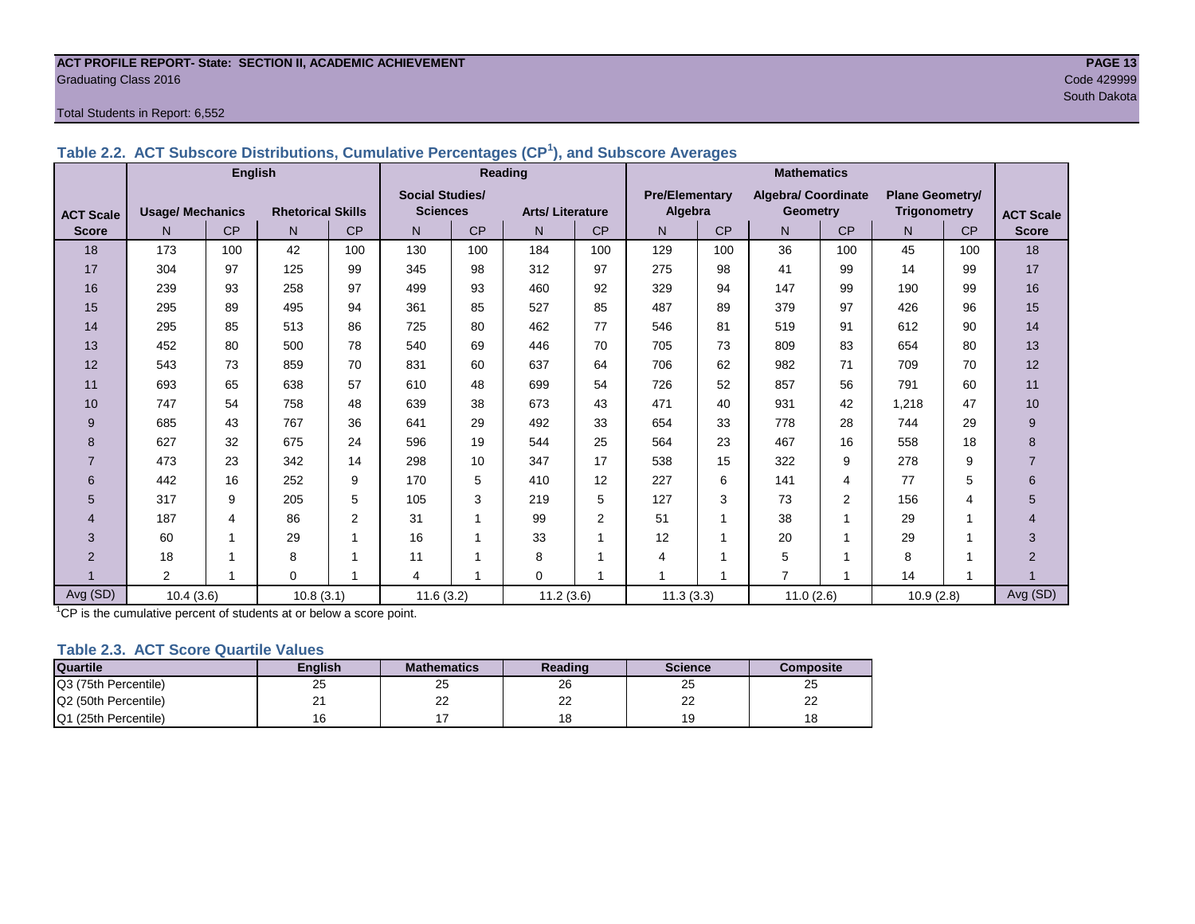**ACT PROFILE REPORT- State: SECTION II, ACADEMIC ACHIEVEMENT**
Graduating Class 2016
Code 429999
South Dakota

Total Students in Report: 6,552

### Table 2.2. ACT Subscore Distributions, Cumulative Percentages (CP[1]), and Subscore Averages

| ACT Scale Score | English | | | | Reading | | | | Mathematics | | | | | | ACT Scale Score |
|---|---|---|---|---|---|---|---|---|---|---|---|---|---|---|---|
| | Usage/ Mechanics | | Rhetorical Skills | | Social Studies/ Sciences | | Arts/ Literature | | Pre/Elementary Algebra | | Algebra/ Coordinate Geometry | | Plane Geometry/ Trigonometry | | |
| | N | CP | N | CP | N | CP | N | CP | N | CP | N | CP | N | CP | |
| 18 | 173 | 100 | 42 | 100 | 130 | 100 | 184 | 100 | 129 | 100 | 36 | 100 | 45 | 100 | 18 |
| 17 | 304 | 97 | 125 | 99 | 345 | 98 | 312 | 97 | 275 | 98 | 41 | 99 | 14 | 99 | 17 |
| 16 | 239 | 93 | 258 | 97 | 499 | 93 | 460 | 92 | 329 | 94 | 147 | 99 | 190 | 99 | 16 |
| 15 | 295 | 89 | 495 | 94 | 361 | 85 | 527 | 85 | 487 | 89 | 379 | 97 | 426 | 96 | 15 |
| 14 | 295 | 85 | 513 | 86 | 725 | 80 | 462 | 77 | 546 | 81 | 519 | 91 | 612 | 90 | 14 |
| 13 | 452 | 80 | 500 | 78 | 540 | 69 | 446 | 70 | 705 | 73 | 809 | 83 | 654 | 80 | 13 |
| 12 | 543 | 73 | 859 | 70 | 831 | 60 | 637 | 64 | 706 | 62 | 982 | 71 | 709 | 70 | 12 |
| 11 | 693 | 65 | 638 | 57 | 610 | 48 | 699 | 54 | 726 | 52 | 857 | 56 | 791 | 60 | 11 |
| 10 | 747 | 54 | 758 | 48 | 639 | 38 | 673 | 43 | 471 | 40 | 931 | 42 | 1,218 | 47 | 10 |
| 9 | 685 | 43 | 767 | 36 | 641 | 29 | 492 | 33 | 654 | 33 | 778 | 28 | 744 | 29 | 9 |
| 8 | 627 | 32 | 675 | 24 | 596 | 19 | 544 | 25 | 564 | 23 | 467 | 16 | 558 | 18 | 8 |
| 7 | 473 | 23 | 342 | 14 | 298 | 10 | 347 | 17 | 538 | 15 | 322 | 9 | 278 | 9 | 7 |
| 6 | 442 | 16 | 252 | 9 | 170 | 5 | 410 | 12 | 227 | 6 | 141 | 4 | 77 | 5 | 6 |
| 5 | 317 | 9 | 205 | 5 | 105 | 3 | 219 | 5 | 127 | 3 | 73 | 2 | 156 | 4 | 5 |
| 4 | 187 | 4 | 86 | 2 | 31 | 1 | 99 | 2 | 51 | 1 | 38 | 1 | 29 | 1 | 4 |
| 3 | 60 | 1 | 29 | 1 | 16 | 1 | 33 | 1 | 12 | 1 | 20 | 1 | 29 | 1 | 3 |
| 2 | 18 | 1 | 8 | 1 | 11 | 1 | 8 | 1 | 4 | 1 | 5 | 1 | 8 | 1 | 2 |
| 1 | 2 | 1 | 0 | 1 | 4 | 1 | 0 | 1 | 1 | 1 | 7 | 1 | 14 | 1 | 1 |
| Avg (SD) | 10.4 (3.6) | | 10.8 (3.1) | | 11.6 (3.2) | | 11.2 (3.6) | | 11.3 (3.3) | | 11.0 (2.6) | | 10.9 (2.8) | | Avg (SD) |

[1]CP is the cumulative percent of students at or below a score point.

### Table 2.3. ACT Score Quartile Values

| Quartile | English | Mathematics | Reading | Science | Composite |
|---|---|---|---|---|---|
| Q3 (75th Percentile) | 25 | 25 | 26 | 25 | 25 |
| Q2 (50th Percentile) | 21 | 22 | 22 | 22 | 22 |
| Q1 (25th Percentile) | 16 | 17 | 18 | 19 | 18 |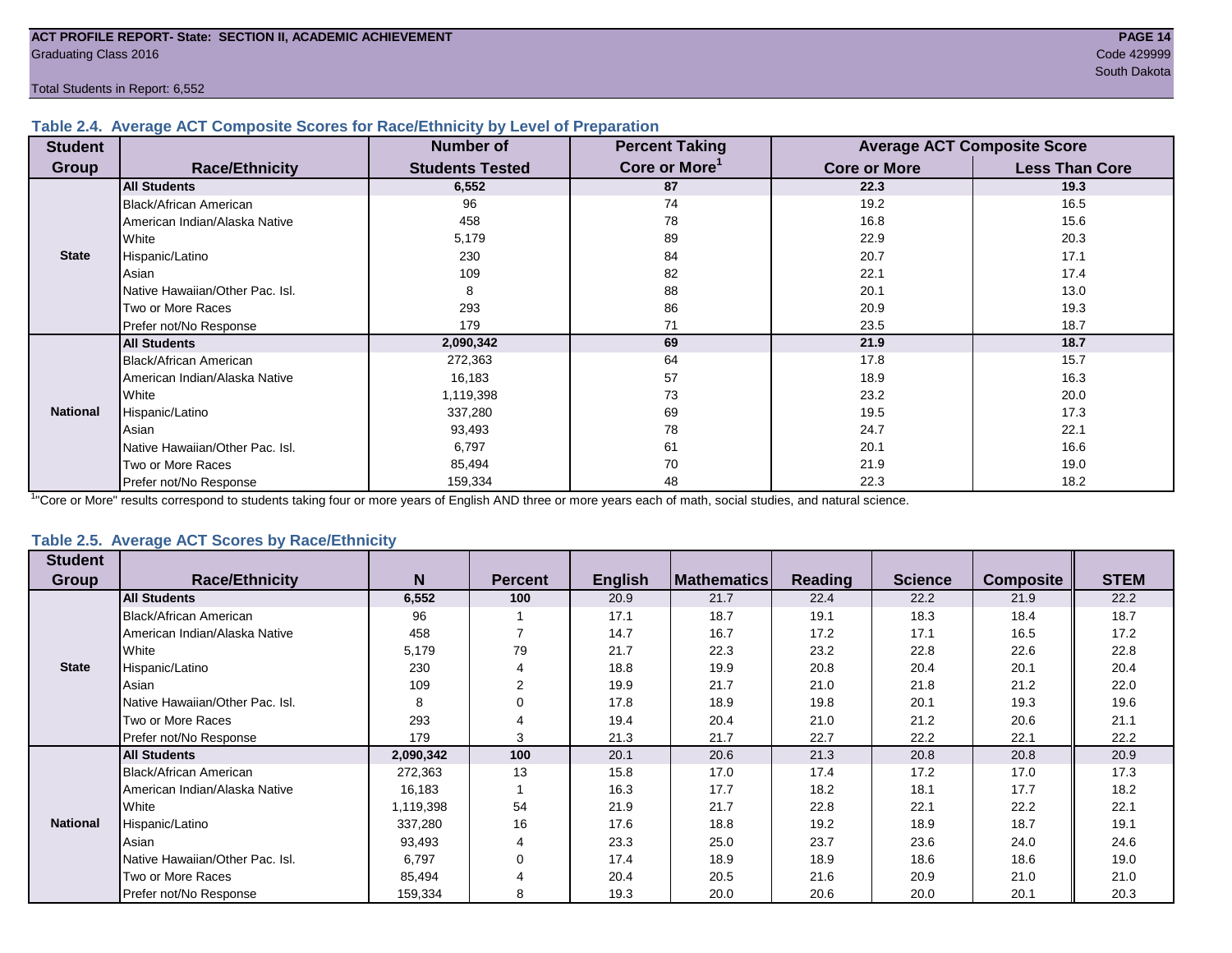ACT PROFILE REPORT- State: SECTION II, ACADEMIC ACHIEVEMENT
Graduating Class 2016
Code 429999
South Dakota

Total Students in Report: 6,552

### Table 2.4. Average ACT Composite Scores for Race/Ethnicity by Level of Preparation

| Student Group | Race/Ethnicity | Number of Students Tested | Percent Taking Core or More[1] | Average ACT Composite Score | |
|---|---|---|---|---|---|
| | | | | Core or More | Less Than Core |
| State | **All Students** | **6,552** | **87** | **22.3** | **19.3** |
| | Black/African American | 96 | 74 | 19.2 | 16.5 |
| | American Indian/Alaska Native | 458 | 78 | 16.8 | 15.6 |
| | White | 5,179 | 89 | 22.9 | 20.3 |
| | Hispanic/Latino | 230 | 84 | 20.7 | 17.1 |
| | Asian | 109 | 82 | 22.1 | 17.4 |
| | Native Hawaiian/Other Pac. Isl. | 8 | 88 | 20.1 | 13.0 |
| | Two or More Races | 293 | 86 | 20.9 | 19.3 |
| | Prefer not/No Response | 179 | 71 | 23.5 | 18.7 |
| National | **All Students** | **2,090,342** | **69** | **21.9** | **18.7** |
| | Black/African American | 272,363 | 64 | 17.8 | 15.7 |
| | American Indian/Alaska Native | 16,183 | 57 | 18.9 | 16.3 |
| | White | 1,119,398 | 73 | 23.2 | 20.0 |
| | Hispanic/Latino | 337,280 | 69 | 19.5 | 17.3 |
| | Asian | 93,493 | 78 | 24.7 | 22.1 |
| | Native Hawaiian/Other Pac. Isl. | 6,797 | 61 | 20.1 | 16.6 |
| | Two or More Races | 85,494 | 70 | 21.9 | 19.0 |
| | Prefer not/No Response | 159,334 | 48 | 22.3 | 18.2 |

[1] "Core or More" results correspond to students taking four or more years of English AND three or more years each of math, social studies, and natural science.

### Table 2.5. Average ACT Scores by Race/Ethnicity

| Student Group | Race/Ethnicity | N | Percent | English | Mathematics | Reading | Science | Composite | STEM |
|---|---|---|---|---|---|---|---|---|---|
| State | **All Students** | **6,552** | **100** | 20.9 | 21.7 | 22.4 | 22.2 | 21.9 | 22.2 |
| | Black/African American | 96 | 1 | 17.1 | 18.7 | 19.1 | 18.3 | 18.4 | 18.7 |
| | American Indian/Alaska Native | 458 | 7 | 14.7 | 16.7 | 17.2 | 17.1 | 16.5 | 17.2 |
| | White | 5,179 | 79 | 21.7 | 22.3 | 23.2 | 22.8 | 22.6 | 22.8 |
| | Hispanic/Latino | 230 | 4 | 18.8 | 19.9 | 20.8 | 20.4 | 20.1 | 20.4 |
| | Asian | 109 | 2 | 19.9 | 21.7 | 21.0 | 21.8 | 21.2 | 22.0 |
| | Native Hawaiian/Other Pac. Isl. | 8 | 0 | 17.8 | 18.9 | 19.8 | 20.1 | 19.3 | 19.6 |
| | Two or More Races | 293 | 4 | 19.4 | 20.4 | 21.0 | 21.2 | 20.6 | 21.1 |
| | Prefer not/No Response | 179 | 3 | 21.3 | 21.7 | 22.7 | 22.2 | 22.1 | 22.2 |
| National | **All Students** | **2,090,342** | **100** | 20.1 | 20.6 | 21.3 | 20.8 | 20.8 | 20.9 |
| | Black/African American | 272,363 | 13 | 15.8 | 17.0 | 17.4 | 17.2 | 17.0 | 17.3 |
| | American Indian/Alaska Native | 16,183 | 1 | 16.3 | 17.7 | 18.2 | 18.1 | 17.7 | 18.2 |
| | White | 1,119,398 | 54 | 21.9 | 21.7 | 22.8 | 22.1 | 22.2 | 22.1 |
| | Hispanic/Latino | 337,280 | 16 | 17.6 | 18.8 | 19.2 | 18.9 | 18.7 | 19.1 |
| | Asian | 93,493 | 4 | 23.3 | 25.0 | 23.7 | 23.6 | 24.0 | 24.6 |
| | Native Hawaiian/Other Pac. Isl. | 6,797 | 0 | 17.4 | 18.9 | 18.9 | 18.6 | 18.6 | 19.0 |
| | Two or More Races | 85,494 | 4 | 20.4 | 20.5 | 21.6 | 20.9 | 21.0 | 21.0 |
| | Prefer not/No Response | 159,334 | 8 | 19.3 | 20.0 | 20.6 | 20.0 | 20.1 | 20.3 |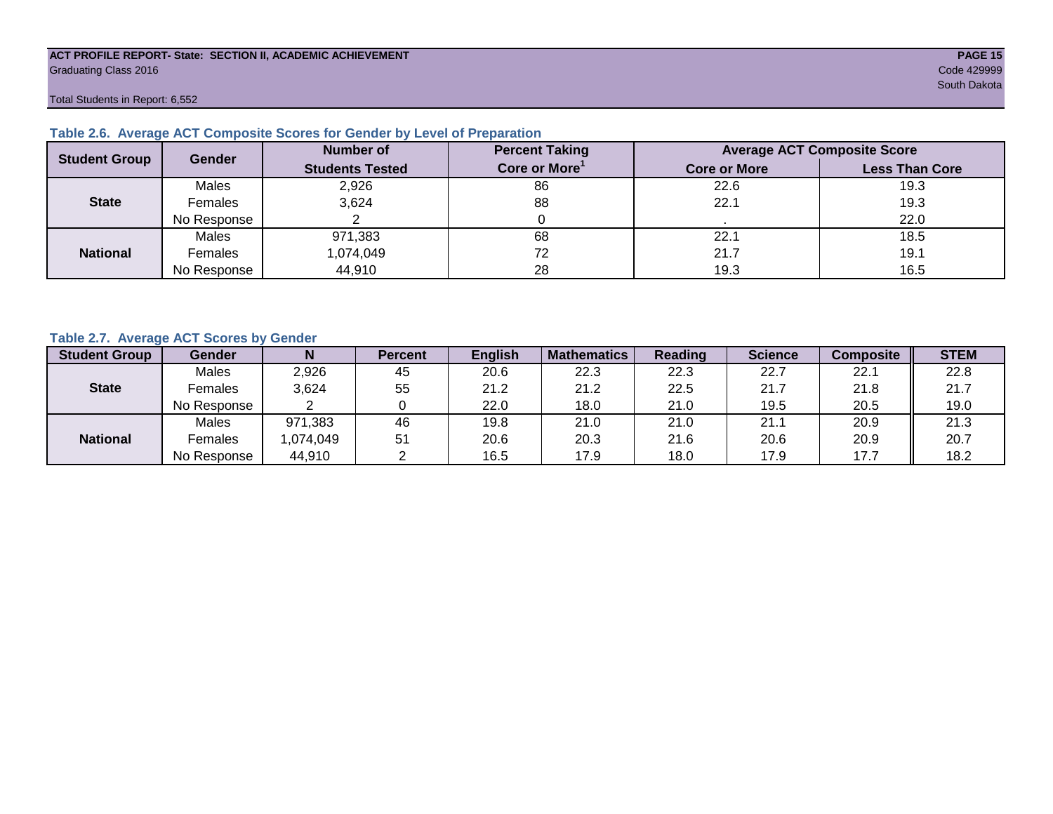**ACT PROFILE REPORT- State: SECTION II, ACADEMIC ACHIEVEMENT**
Graduating Class 2016
Code 429999
South Dakota
Total Students in Report: 6,552

### Table 2.6. Average ACT Composite Scores for Gender by Level of Preparation

| Student Group | Gender | Number of Students Tested | Percent Taking Core or More[1] | Average ACT Composite Score | |
|---|---|---|---|---|---|
| | | | | Core or More | Less Than Core |
| State | Males | 2,926 | 86 | 22.6 | 19.3 |
| | Females | 3,624 | 88 | 22.1 | 19.3 |
| | No Response | 2 | 0 | . | 22.0 |
| National | Males | 971,383 | 68 | 22.1 | 18.5 |
| | Females | 1,074,049 | 72 | 21.7 | 19.1 |
| | No Response | 44,910 | 28 | 19.3 | 16.5 |

### Table 2.7. Average ACT Scores by Gender

| Student Group | Gender | N | Percent | English | Mathematics | Reading | Science | Composite | STEM |
|---|---|---|---|---|---|---|---|---|---|
| State | Males | 2,926 | 45 | 20.6 | 22.3 | 22.3 | 22.7 | 22.1 | 22.8 |
| | Females | 3,624 | 55 | 21.2 | 21.2 | 22.5 | 21.7 | 21.8 | 21.7 |
| | No Response | 2 | 0 | 22.0 | 18.0 | 21.0 | 19.5 | 20.5 | 19.0 |
| National | Males | 971,383 | 46 | 19.8 | 21.0 | 21.0 | 21.1 | 20.9 | 21.3 |
| | Females | 1,074,049 | 51 | 20.6 | 20.3 | 21.6 | 20.6 | 20.9 | 20.7 |
| | No Response | 44,910 | 2 | 16.5 | 17.9 | 18.0 | 17.9 | 17.7 | 18.2 |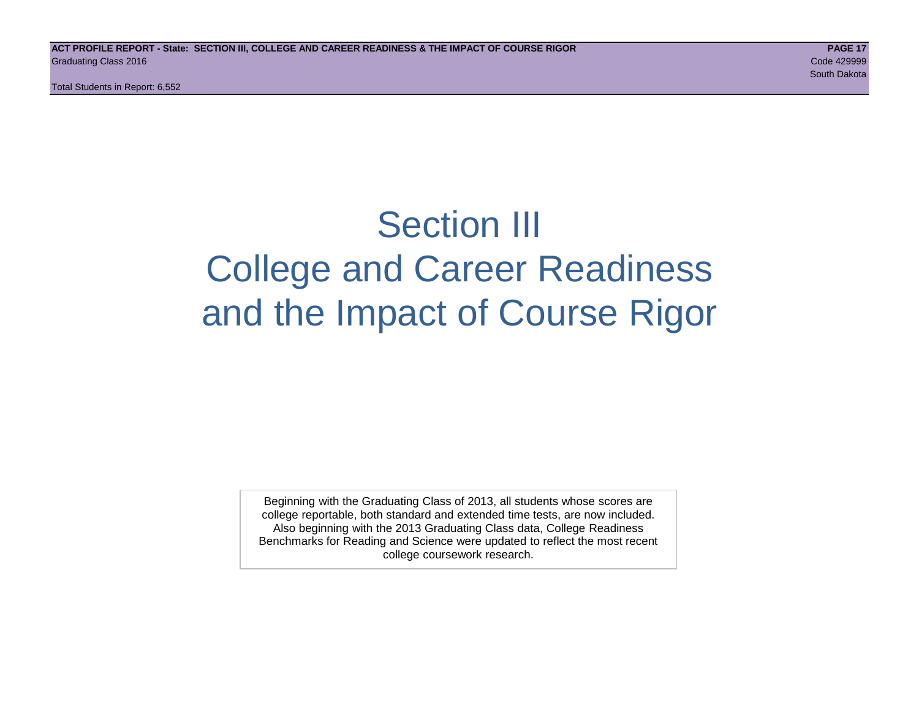# Section III
# College and Career Readiness
# and the Impact of Course Rigor

Beginning with the Graduating Class of 2013, all students whose scores are college reportable, both standard and extended time tests, are now included. Also beginning with the 2013 Graduating Class data, College Readiness Benchmarks for Reading and Science were updated to reflect the most recent college coursework research.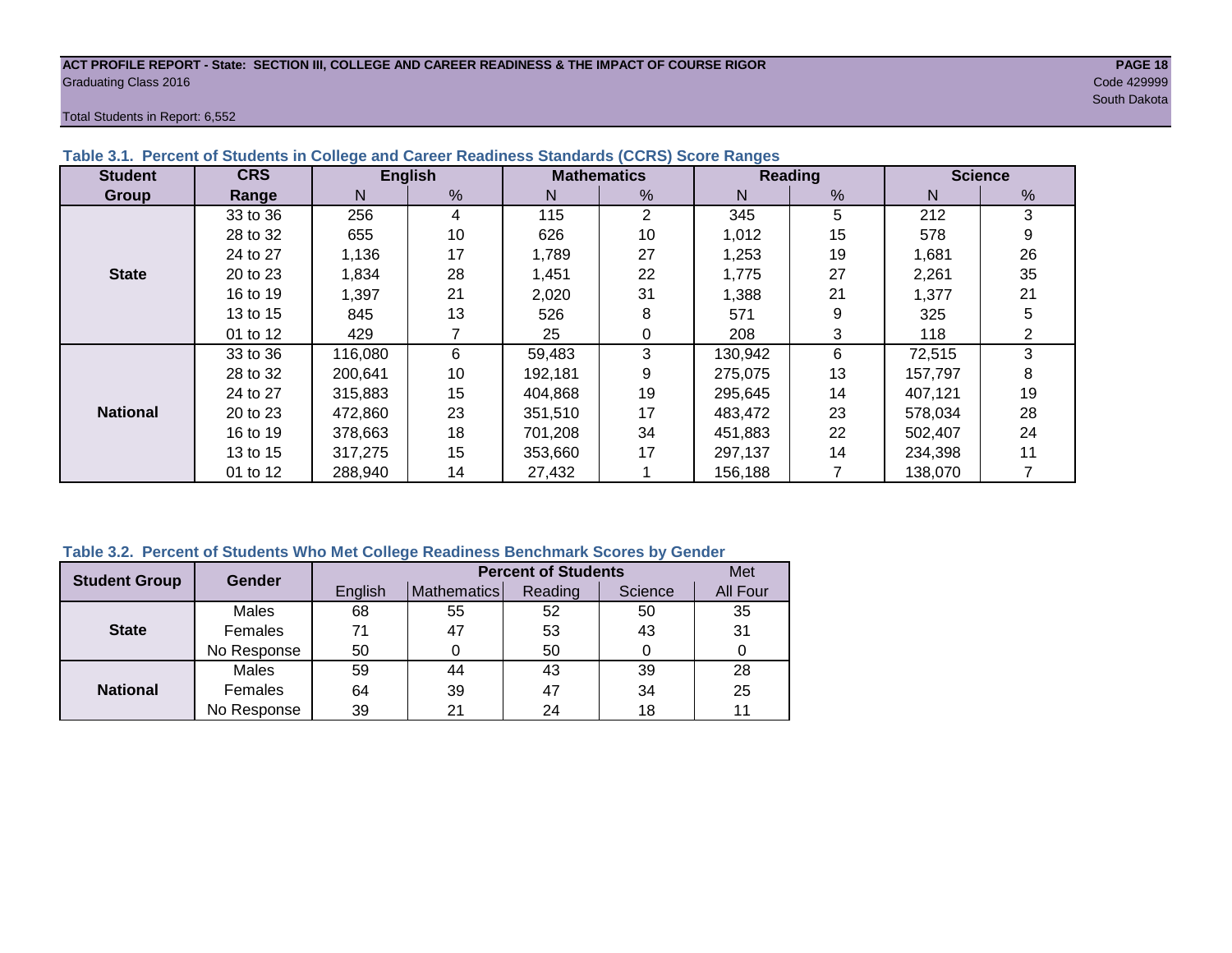ACT PROFILE REPORT - State: SECTION III, COLLEGE AND CAREER READINESS & THE IMPACT OF COURSE RIGOR
Graduating Class 2016
Code 429999
South Dakota

Total Students in Report: 6,552

### Table 3.1. Percent of Students in College and Career Readiness Standards (CCRS) Score Ranges

| Student Group | CRS Range | English | | Mathematics | | Reading | | Science | |
|---|---|---|---|---|---|---|---|---|---|
| | | N | % | N | % | N | % | N | % |
| State | 33 to 36 | 256 | 4 | 115 | 2 | 345 | 5 | 212 | 3 |
| | 28 to 32 | 655 | 10 | 626 | 10 | 1,012 | 15 | 578 | 9 |
| | 24 to 27 | 1,136 | 17 | 1,789 | 27 | 1,253 | 19 | 1,681 | 26 |
| | 20 to 23 | 1,834 | 28 | 1,451 | 22 | 1,775 | 27 | 2,261 | 35 |
| | 16 to 19 | 1,397 | 21 | 2,020 | 31 | 1,388 | 21 | 1,377 | 21 |
| | 13 to 15 | 845 | 13 | 526 | 8 | 571 | 9 | 325 | 5 |
| | 01 to 12 | 429 | 7 | 25 | 0 | 208 | 3 | 118 | 2 |
| National | 33 to 36 | 116,080 | 6 | 59,483 | 3 | 130,942 | 6 | 72,515 | 3 |
| | 28 to 32 | 200,641 | 10 | 192,181 | 9 | 275,075 | 13 | 157,797 | 8 |
| | 24 to 27 | 315,883 | 15 | 404,868 | 19 | 295,645 | 14 | 407,121 | 19 |
| | 20 to 23 | 472,860 | 23 | 351,510 | 17 | 483,472 | 23 | 578,034 | 28 |
| | 16 to 19 | 378,663 | 18 | 701,208 | 34 | 451,883 | 22 | 502,407 | 24 |
| | 13 to 15 | 317,275 | 15 | 353,660 | 17 | 297,137 | 14 | 234,398 | 11 |
| | 01 to 12 | 288,940 | 14 | 27,432 | 1 | 156,188 | 7 | 138,070 | 7 |

### Table 3.2. Percent of Students Who Met College Readiness Benchmark Scores by Gender

| Student Group | Gender | Percent of Students | | | | Met |
|---|---|---|---|---|---|---|
| | | English | Mathematics | Reading | Science | All Four |
| State | Males | 68 | 55 | 52 | 50 | 35 |
| | Females | 71 | 47 | 53 | 43 | 31 |
| | No Response | 50 | 0 | 50 | 0 | 0 |
| National | Males | 59 | 44 | 43 | 39 | 28 |
| | Females | 64 | 39 | 47 | 34 | 25 |
| | No Response | 39 | 21 | 24 | 18 | 11 |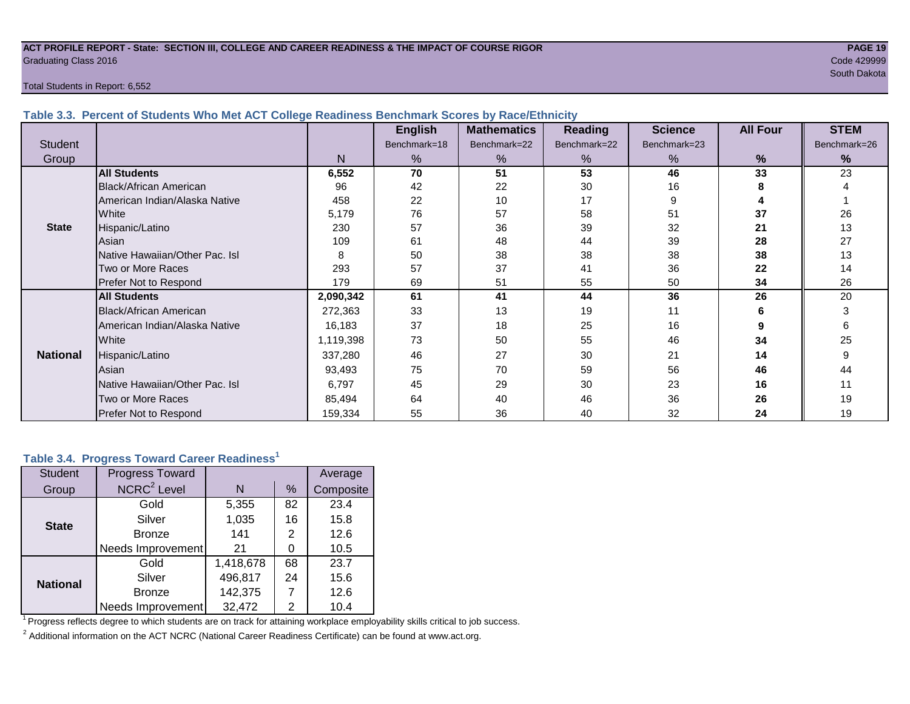ACT PROFILE REPORT - State: SECTION III, COLLEGE AND CAREER READINESS & THE IMPACT OF COURSE RIGOR

Graduating Class 2016

Code 429999

South Dakota

Total Students in Report: 6,552

### Table 3.3. Percent of Students Who Met ACT College Readiness Benchmark Scores by Race/Ethnicity

| Student Group | | N | English Benchmark=18 % | Mathematics Benchmark=22 % | Reading Benchmark=22 % | Science Benchmark=23 % | All Four % | STEM Benchmark=26 % |
|---|---|---|---|---|---|---|---|---|
| State | **All Students** | **6,552** | **70** | **51** | **53** | **46** | **33** | 23 |
| | Black/African American | 96 | 42 | 22 | 30 | 16 | **8** | 4 |
| | American Indian/Alaska Native | 458 | 22 | 10 | 17 | 9 | **4** | 1 |
| | White | 5,179 | 76 | 57 | 58 | 51 | **37** | 26 |
| | Hispanic/Latino | 230 | 57 | 36 | 39 | 32 | **21** | 13 |
| | Asian | 109 | 61 | 48 | 44 | 39 | **28** | 27 |
| | Native Hawaiian/Other Pac. Isl | 8 | 50 | 38 | 38 | 38 | **38** | 13 |
| | Two or More Races | 293 | 57 | 37 | 41 | 36 | **22** | 14 |
| | Prefer Not to Respond | 179 | 69 | 51 | 55 | 50 | **34** | 26 |
| National | **All Students** | **2,090,342** | **61** | **41** | **44** | **36** | **26** | 20 |
| | Black/African American | 272,363 | 33 | 13 | 19 | 11 | **6** | 3 |
| | American Indian/Alaska Native | 16,183 | 37 | 18 | 25 | 16 | **9** | 6 |
| | White | 1,119,398 | 73 | 50 | 55 | 46 | **34** | 25 |
| | Hispanic/Latino | 337,280 | 46 | 27 | 30 | 21 | **14** | 9 |
| | Asian | 93,493 | 75 | 70 | 59 | 56 | **46** | 44 |
| | Native Hawaiian/Other Pac. Isl | 6,797 | 45 | 29 | 30 | 23 | **16** | 11 |
| | Two or More Races | 85,494 | 64 | 40 | 46 | 36 | **26** | 19 |
| | Prefer Not to Respond | 159,334 | 55 | 36 | 40 | 32 | **24** | 19 |

### Table 3.4. Progress Toward Career Readiness[1]

| Student Group | Progress Toward NCRC[2] Level | N | % | Average Composite |
|---|---|---|---|---|
| State | Gold | 5,355 | 82 | 23.4 |
| | Silver | 1,035 | 16 | 15.8 |
| | Bronze | 141 | 2 | 12.6 |
| | Needs Improvement | 21 | 0 | 10.5 |
| National | Gold | 1,418,678 | 68 | 23.7 |
| | Silver | 496,817 | 24 | 15.6 |
| | Bronze | 142,375 | 7 | 12.6 |
| | Needs Improvement | 32,472 | 2 | 10.4 |

[1] Progress reflects degree to which students are on track for attaining workplace employability skills critical to job success.

[2] Additional information on the ACT NCRC (National Career Readiness Certificate) can be found at www.act.org.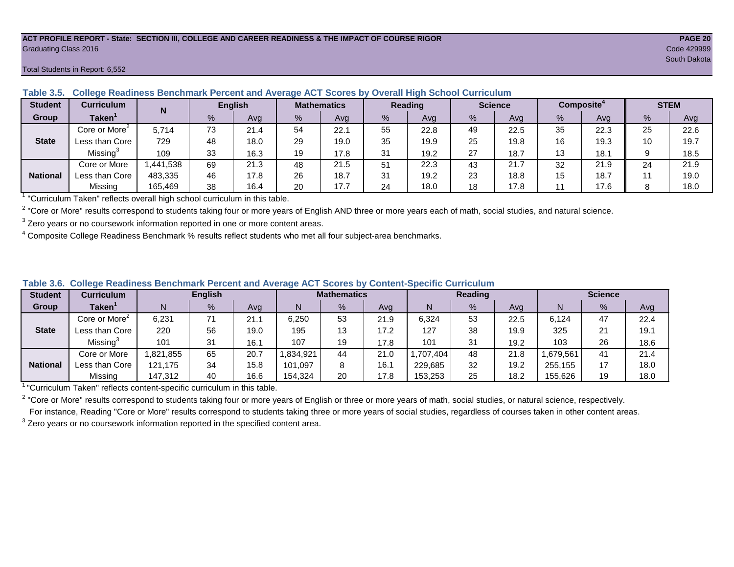ACT PROFILE REPORT - State: SECTION III, COLLEGE AND CAREER READINESS & THE IMPACT OF COURSE RIGOR
Graduating Class 2016
Code 429999
South Dakota

Total Students in Report: 6,552

### Table 3.5. College Readiness Benchmark Percent and Average ACT Scores by Overall High School Curriculum

| Student Group | Curriculum Taken[1] | N | English | | Mathematics | | Reading | | Science | | Composite[4] | | STEM | |
|---|---|---|---|---|---|---|---|---|---|---|---|---|---|---|
| | | | % | Avg | % | Avg | % | Avg | % | Avg | % | Avg | % | Avg |
| State | Core or More[2] | 5,714 | 73 | 21.4 | 54 | 22.1 | 55 | 22.8 | 49 | 22.5 | 35 | 22.3 | 25 | 22.6 |
| | Less than Core | 729 | 48 | 18.0 | 29 | 19.0 | 35 | 19.9 | 25 | 19.8 | 16 | 19.3 | 10 | 19.7 |
| | Missing[3] | 109 | 33 | 16.3 | 19 | 17.8 | 31 | 19.2 | 27 | 18.7 | 13 | 18.1 | 9 | 18.5 |
| National | Core or More | 1,441,538 | 69 | 21.3 | 48 | 21.5 | 51 | 22.3 | 43 | 21.7 | 32 | 21.9 | 24 | 21.9 |
| | Less than Core | 483,335 | 46 | 17.8 | 26 | 18.7 | 31 | 19.2 | 23 | 18.8 | 15 | 18.7 | 11 | 19.0 |
| | Missing | 165,469 | 38 | 16.4 | 20 | 17.7 | 24 | 18.0 | 18 | 17.8 | 11 | 17.6 | 8 | 18.0 |

[1] "Curriculum Taken" reflects overall high school curriculum in this table.

[2] "Core or More" results correspond to students taking four or more years of English AND three or more years each of math, social studies, and natural science.

[3] Zero years or no coursework information reported in one or more content areas.

[4] Composite College Readiness Benchmark % results reflect students who met all four subject-area benchmarks.

### Table 3.6. College Readiness Benchmark Percent and Average ACT Scores by Content-Specific Curriculum

| Student Group | Curriculum Taken[1] | English | | | Mathematics | | | Reading | | | Science | | |
|---|---|---|---|---|---|---|---|---|---|---|---|---|---|
| | | N | % | Avg | N | % | Avg | N | % | Avg | N | % | Avg |
| State | Core or More[2] | 6,231 | 71 | 21.1 | 6,250 | 53 | 21.9 | 6,324 | 53 | 22.5 | 6,124 | 47 | 22.4 |
| | Less than Core | 220 | 56 | 19.0 | 195 | 13 | 17.2 | 127 | 38 | 19.9 | 325 | 21 | 19.1 |
| | Missing[3] | 101 | 31 | 16.1 | 107 | 19 | 17.8 | 101 | 31 | 19.2 | 103 | 26 | 18.6 |
| National | Core or More | 1,821,855 | 65 | 20.7 | 1,834,921 | 44 | 21.0 | 1,707,404 | 48 | 21.8 | 1,679,561 | 41 | 21.4 |
| | Less than Core | 121,175 | 34 | 15.8 | 101,097 | 8 | 16.1 | 229,685 | 32 | 19.2 | 255,155 | 17 | 18.0 |
| | Missing | 147,312 | 40 | 16.6 | 154,324 | 20 | 17.8 | 153,253 | 25 | 18.2 | 155,626 | 19 | 18.0 |

[1] "Curriculum Taken" reflects content-specific curriculum in this table.

[2] "Core or More" results correspond to students taking four or more years of English or three or more years of math, social studies, or natural science, respectively.
For instance, Reading "Core or More" results correspond to students taking three or more years of social studies, regardless of courses taken in other content areas.

[3] Zero years or no coursework information reported in the specified content area.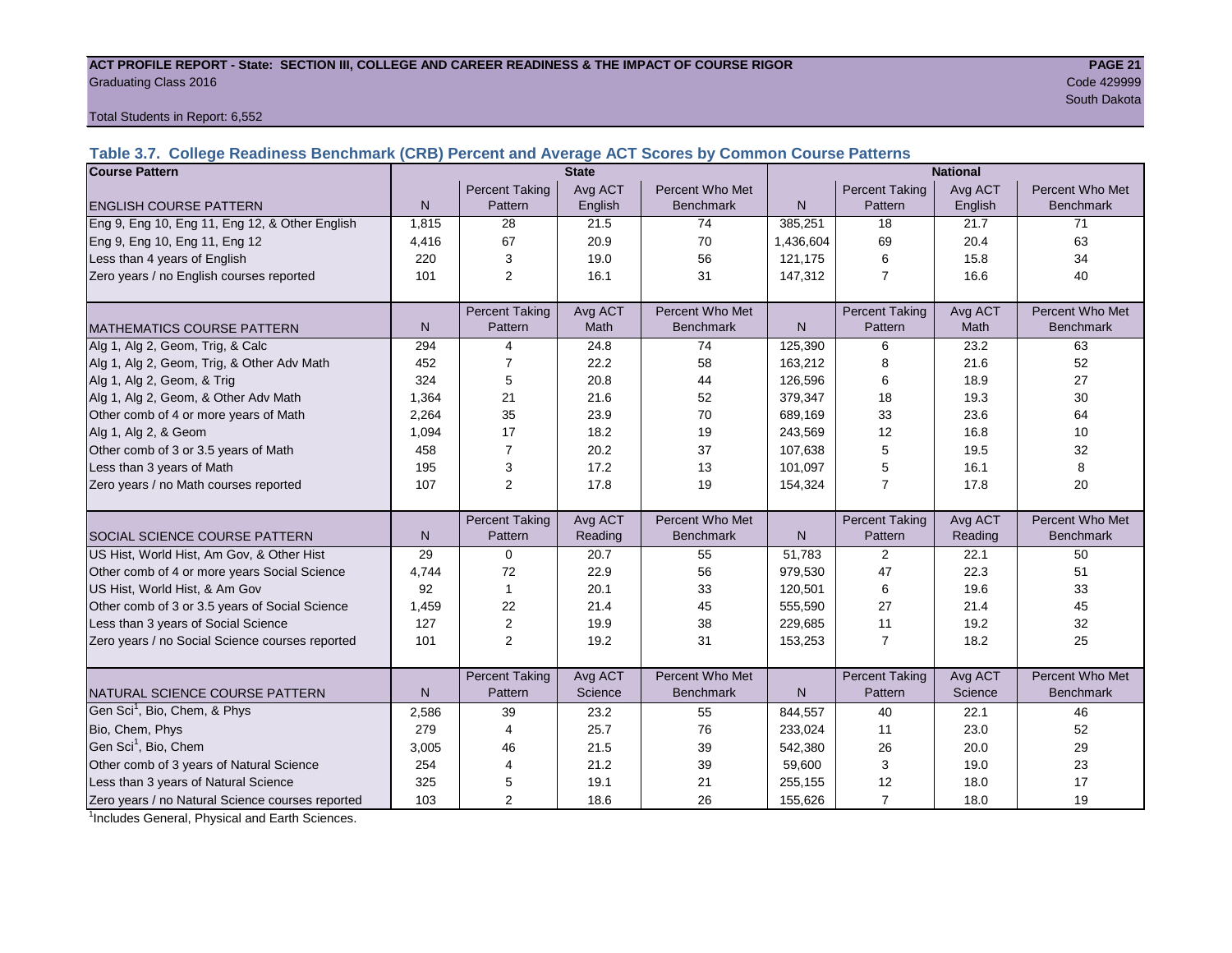ACT PROFILE REPORT - State: SECTION III, COLLEGE AND CAREER READINESS & THE IMPACT OF COURSE RIGOR
Graduating Class 2016
Code 429999
South Dakota

Total Students in Report: 6,552

### Table 3.7. College Readiness Benchmark (CRB) Percent and Average ACT Scores by Common Course Patterns

| Course Pattern | State | | | | National | | | |
|---|---|---|---|---|---|---|---|---|
| ENGLISH COURSE PATTERN | N | Percent Taking Pattern | Avg ACT English | Percent Who Met Benchmark | N | Percent Taking Pattern | Avg ACT English | Percent Who Met Benchmark |
| Eng 9, Eng 10, Eng 11, Eng 12, & Other English | 1,815 | 28 | 21.5 | 74 | 385,251 | 18 | 21.7 | 71 |
| Eng 9, Eng 10, Eng 11, Eng 12 | 4,416 | 67 | 20.9 | 70 | 1,436,604 | 69 | 20.4 | 63 |
| Less than 4 years of English | 220 | 3 | 19.0 | 56 | 121,175 | 6 | 15.8 | 34 |
| Zero years / no English courses reported | 101 | 2 | 16.1 | 31 | 147,312 | 7 | 16.6 | 40 |
| MATHEMATICS COURSE PATTERN | N | Percent Taking Pattern | Avg ACT Math | Percent Who Met Benchmark | N | Percent Taking Pattern | Avg ACT Math | Percent Who Met Benchmark |
| Alg 1, Alg 2, Geom, Trig, & Calc | 294 | 4 | 24.8 | 74 | 125,390 | 6 | 23.2 | 63 |
| Alg 1, Alg 2, Geom, Trig, & Other Adv Math | 452 | 7 | 22.2 | 58 | 163,212 | 8 | 21.6 | 52 |
| Alg 1, Alg 2, Geom, & Trig | 324 | 5 | 20.8 | 44 | 126,596 | 6 | 18.9 | 27 |
| Alg 1, Alg 2, Geom, & Other Adv Math | 1,364 | 21 | 21.6 | 52 | 379,347 | 18 | 19.3 | 30 |
| Other comb of 4 or more years of Math | 2,264 | 35 | 23.9 | 70 | 689,169 | 33 | 23.6 | 64 |
| Alg 1, Alg 2, & Geom | 1,094 | 17 | 18.2 | 19 | 243,569 | 12 | 16.8 | 10 |
| Other comb of 3 or 3.5 years of Math | 458 | 7 | 20.2 | 37 | 107,638 | 5 | 19.5 | 32 |
| Less than 3 years of Math | 195 | 3 | 17.2 | 13 | 101,097 | 5 | 16.1 | 8 |
| Zero years / no Math courses reported | 107 | 2 | 17.8 | 19 | 154,324 | 7 | 17.8 | 20 |
| SOCIAL SCIENCE COURSE PATTERN | N | Percent Taking Pattern | Avg ACT Reading | Percent Who Met Benchmark | N | Percent Taking Pattern | Avg ACT Reading | Percent Who Met Benchmark |
| US Hist, World Hist, Am Gov, & Other Hist | 29 | 0 | 20.7 | 55 | 51,783 | 2 | 22.1 | 50 |
| Other comb of 4 or more years Social Science | 4,744 | 72 | 22.9 | 56 | 979,530 | 47 | 22.3 | 51 |
| US Hist, World Hist, & Am Gov | 92 | 1 | 20.1 | 33 | 120,501 | 6 | 19.6 | 33 |
| Other comb of 3 or 3.5 years of Social Science | 1,459 | 22 | 21.4 | 45 | 555,590 | 27 | 21.4 | 45 |
| Less than 3 years of Social Science | 127 | 2 | 19.9 | 38 | 229,685 | 11 | 19.2 | 32 |
| Zero years / no Social Science courses reported | 101 | 2 | 19.2 | 31 | 153,253 | 7 | 18.2 | 25 |
| NATURAL SCIENCE COURSE PATTERN | N | Percent Taking Pattern | Avg ACT Science | Percent Who Met Benchmark | N | Percent Taking Pattern | Avg ACT Science | Percent Who Met Benchmark |
| Gen Sci[1], Bio, Chem, & Phys | 2,586 | 39 | 23.2 | 55 | 844,557 | 40 | 22.1 | 46 |
| Bio, Chem, Phys | 279 | 4 | 25.7 | 76 | 233,024 | 11 | 23.0 | 52 |
| Gen Sci[1], Bio, Chem | 3,005 | 46 | 21.5 | 39 | 542,380 | 26 | 20.0 | 29 |
| Other comb of 3 years of Natural Science | 254 | 4 | 21.2 | 39 | 59,600 | 3 | 19.0 | 23 |
| Less than 3 years of Natural Science | 325 | 5 | 19.1 | 21 | 255,155 | 12 | 18.0 | 17 |
| Zero years / no Natural Science courses reported | 103 | 2 | 18.6 | 26 | 155,626 | 7 | 18.0 | 19 |

[1]Includes General, Physical and Earth Sciences.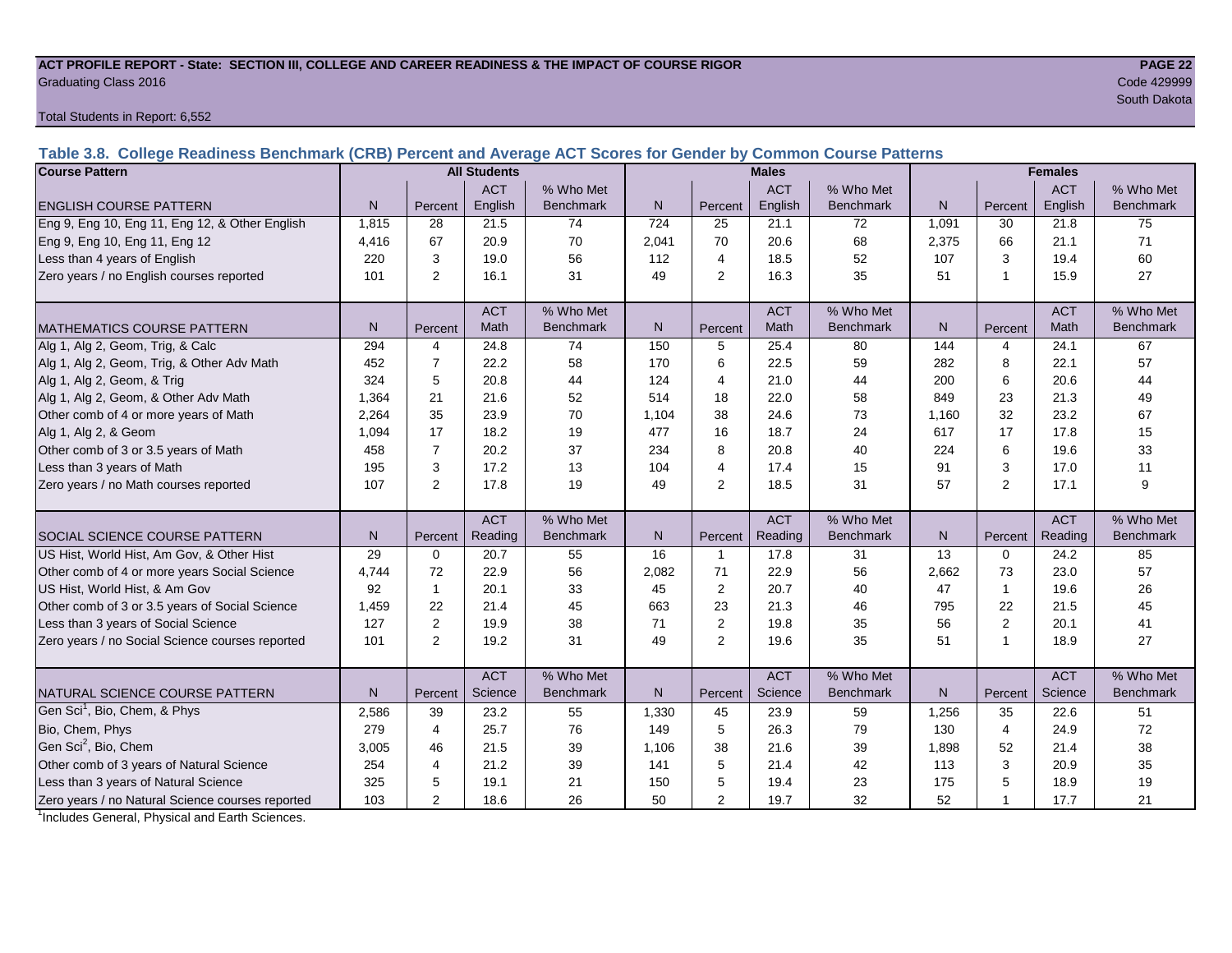**ACT PROFILE REPORT - State: SECTION III, COLLEGE AND CAREER READINESS & THE IMPACT OF COURSE RIGOR**
Graduating Class 2016
Code 429999
South Dakota

Total Students in Report: 6,552

## Table 3.8. College Readiness Benchmark (CRB) Percent and Average ACT Scores for Gender by Common Course Patterns

| Course Pattern | All Students | | | | Males | | | | Females | | | |
|---|---|---|---|---|---|---|---|---|---|---|---|---|
| ENGLISH COURSE PATTERN | N | Percent | ACT English | % Who Met Benchmark | N | Percent | ACT English | % Who Met Benchmark | N | Percent | ACT English | % Who Met Benchmark |
| Eng 9, Eng 10, Eng 11, Eng 12, & Other English | 1,815 | 28 | 21.5 | 74 | 724 | 25 | 21.1 | 72 | 1,091 | 30 | 21.8 | 75 |
| Eng 9, Eng 10, Eng 11, Eng 12 | 4,416 | 67 | 20.9 | 70 | 2,041 | 70 | 20.6 | 68 | 2,375 | 66 | 21.1 | 71 |
| Less than 4 years of English | 220 | 3 | 19.0 | 56 | 112 | 4 | 18.5 | 52 | 107 | 3 | 19.4 | 60 |
| Zero years / no English courses reported | 101 | 2 | 16.1 | 31 | 49 | 2 | 16.3 | 35 | 51 | 1 | 15.9 | 27 |
| MATHEMATICS COURSE PATTERN | N | Percent | ACT Math | % Who Met Benchmark | N | Percent | ACT Math | % Who Met Benchmark | N | Percent | ACT Math | % Who Met Benchmark |
| Alg 1, Alg 2, Geom, Trig, & Calc | 294 | 4 | 24.8 | 74 | 150 | 5 | 25.4 | 80 | 144 | 4 | 24.1 | 67 |
| Alg 1, Alg 2, Geom, Trig, & Other Adv Math | 452 | 7 | 22.2 | 58 | 170 | 6 | 22.5 | 59 | 282 | 8 | 22.1 | 57 |
| Alg 1, Alg 2, Geom, & Trig | 324 | 5 | 20.8 | 44 | 124 | 4 | 21.0 | 44 | 200 | 6 | 20.6 | 44 |
| Alg 1, Alg 2, Geom, & Other Adv Math | 1,364 | 21 | 21.6 | 52 | 514 | 18 | 22.0 | 58 | 849 | 23 | 21.3 | 49 |
| Other comb of 4 or more years of Math | 2,264 | 35 | 23.9 | 70 | 1,104 | 38 | 24.6 | 73 | 1,160 | 32 | 23.2 | 67 |
| Alg 1, Alg 2, & Geom | 1,094 | 17 | 18.2 | 19 | 477 | 16 | 18.7 | 24 | 617 | 17 | 17.8 | 15 |
| Other comb of 3 or 3.5 years of Math | 458 | 7 | 20.2 | 37 | 234 | 8 | 20.8 | 40 | 224 | 6 | 19.6 | 33 |
| Less than 3 years of Math | 195 | 3 | 17.2 | 13 | 104 | 4 | 17.4 | 15 | 91 | 3 | 17.0 | 11 |
| Zero years / no Math courses reported | 107 | 2 | 17.8 | 19 | 49 | 2 | 18.5 | 31 | 57 | 2 | 17.1 | 9 |
| SOCIAL SCIENCE COURSE PATTERN | N | Percent | ACT Reading | % Who Met Benchmark | N | Percent | ACT Reading | % Who Met Benchmark | N | Percent | ACT Reading | % Who Met Benchmark |
| US Hist, World Hist, Am Gov, & Other Hist | 29 | 0 | 20.7 | 55 | 16 | 1 | 17.8 | 31 | 13 | 0 | 24.2 | 85 |
| Other comb of 4 or more years Social Science | 4,744 | 72 | 22.9 | 56 | 2,082 | 71 | 22.9 | 56 | 2,662 | 73 | 23.0 | 57 |
| US Hist, World Hist, & Am Gov | 92 | 1 | 20.1 | 33 | 45 | 2 | 20.7 | 40 | 47 | 1 | 19.6 | 26 |
| Other comb of 3 or 3.5 years of Social Science | 1,459 | 22 | 21.4 | 45 | 663 | 23 | 21.3 | 46 | 795 | 22 | 21.5 | 45 |
| Less than 3 years of Social Science | 127 | 2 | 19.9 | 38 | 71 | 2 | 19.8 | 35 | 56 | 2 | 20.1 | 41 |
| Zero years / no Social Science courses reported | 101 | 2 | 19.2 | 31 | 49 | 2 | 19.6 | 35 | 51 | 1 | 18.9 | 27 |
| NATURAL SCIENCE COURSE PATTERN | N | Percent | ACT Science | % Who Met Benchmark | N | Percent | ACT Science | % Who Met Benchmark | N | Percent | ACT Science | % Who Met Benchmark |
| Gen Sci[1], Bio, Chem, & Phys | 2,586 | 39 | 23.2 | 55 | 1,330 | 45 | 23.9 | 59 | 1,256 | 35 | 22.6 | 51 |
| Bio, Chem, Phys | 279 | 4 | 25.7 | 76 | 149 | 5 | 26.3 | 79 | 130 | 4 | 24.9 | 72 |
| Gen Sci[2], Bio, Chem | 3,005 | 46 | 21.5 | 39 | 1,106 | 38 | 21.6 | 39 | 1,898 | 52 | 21.4 | 38 |
| Other comb of 3 years of Natural Science | 254 | 4 | 21.2 | 39 | 141 | 5 | 21.4 | 42 | 113 | 3 | 20.9 | 35 |
| Less than 3 years of Natural Science | 325 | 5 | 19.1 | 21 | 150 | 5 | 19.4 | 23 | 175 | 5 | 18.9 | 19 |
| Zero years / no Natural Science courses reported | 103 | 2 | 18.6 | 26 | 50 | 2 | 19.7 | 32 | 52 | 1 | 17.7 | 21 |

[1]Includes General, Physical and Earth Sciences.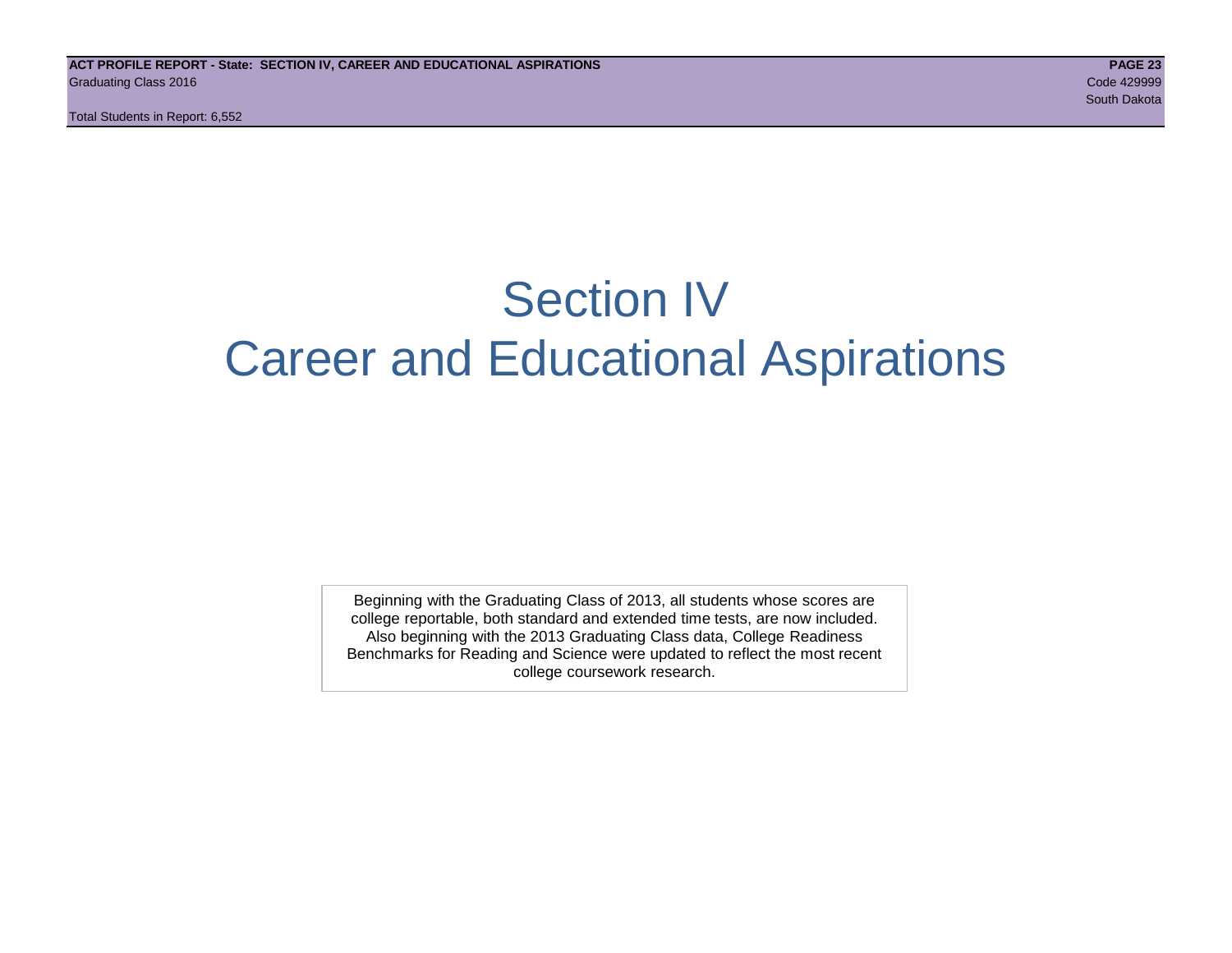# Section IV
# Career and Educational Aspirations

Beginning with the Graduating Class of 2013, all students whose scores are college reportable, both standard and extended time tests, are now included. Also beginning with the 2013 Graduating Class data, College Readiness Benchmarks for Reading and Science were updated to reflect the most recent college coursework research.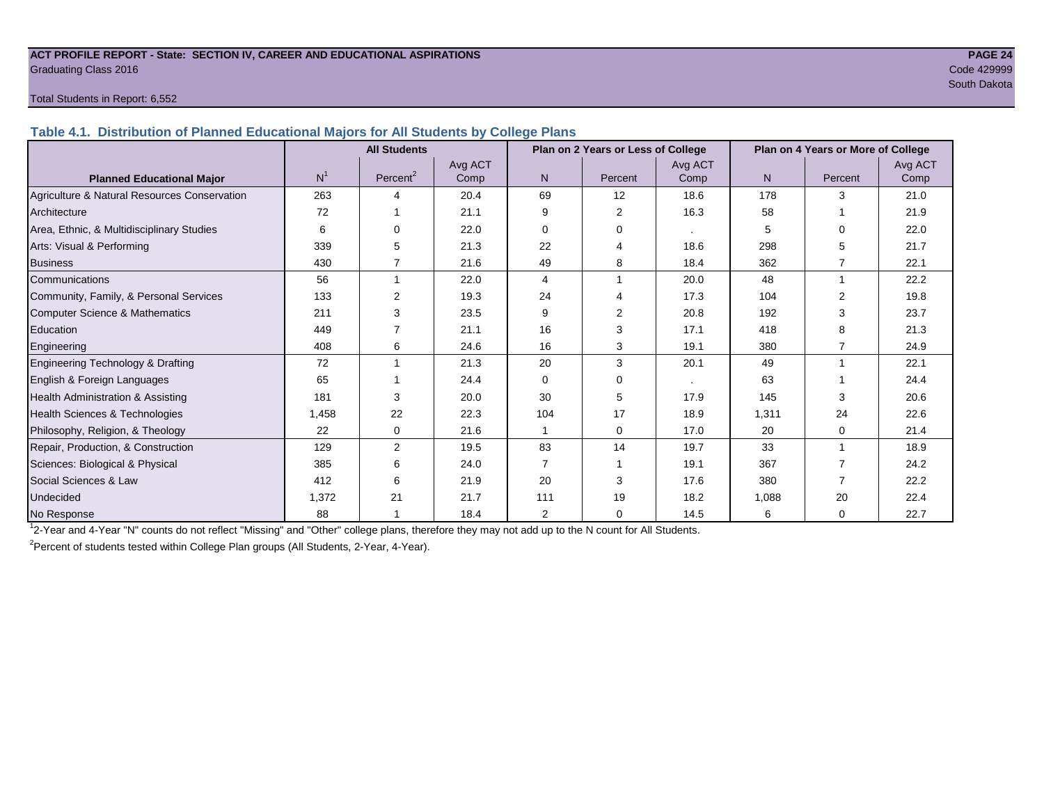**ACT PROFILE REPORT - State: SECTION IV, CAREER AND EDUCATIONAL ASPIRATIONS**

Graduating Class 2016

Code 429999

South Dakota

Total Students in Report: 6,552

### Table 4.1. Distribution of Planned Educational Majors for All Students by College Plans

| Planned Educational Major | All Students | | | Plan on 2 Years or Less of College | | | Plan on 4 Years or More of College | | |
|---|---|---|---|---|---|---|---|---|---|
| | N[1] | Percent[2] | Avg ACT Comp | N | Percent | Avg ACT Comp | N | Percent | Avg ACT Comp |
| Agriculture & Natural Resources Conservation | 263 | 4 | 20.4 | 69 | 12 | 18.6 | 178 | 3 | 21.0 |
| Architecture | 72 | 1 | 21.1 | 9 | 2 | 16.3 | 58 | 1 | 21.9 |
| Area, Ethnic, & Multidisciplinary Studies | 6 | 0 | 22.0 | 0 | 0 | . | 5 | 0 | 22.0 |
| Arts: Visual & Performing | 339 | 5 | 21.3 | 22 | 4 | 18.6 | 298 | 5 | 21.7 |
| Business | 430 | 7 | 21.6 | 49 | 8 | 18.4 | 362 | 7 | 22.1 |
| Communications | 56 | 1 | 22.0 | 4 | 1 | 20.0 | 48 | 1 | 22.2 |
| Community, Family, & Personal Services | 133 | 2 | 19.3 | 24 | 4 | 17.3 | 104 | 2 | 19.8 |
| Computer Science & Mathematics | 211 | 3 | 23.5 | 9 | 2 | 20.8 | 192 | 3 | 23.7 |
| Education | 449 | 7 | 21.1 | 16 | 3 | 17.1 | 418 | 8 | 21.3 |
| Engineering | 408 | 6 | 24.6 | 16 | 3 | 19.1 | 380 | 7 | 24.9 |
| Engineering Technology & Drafting | 72 | 1 | 21.3 | 20 | 3 | 20.1 | 49 | 1 | 22.1 |
| English & Foreign Languages | 65 | 1 | 24.4 | 0 | 0 | . | 63 | 1 | 24.4 |
| Health Administration & Assisting | 181 | 3 | 20.0 | 30 | 5 | 17.9 | 145 | 3 | 20.6 |
| Health Sciences & Technologies | 1,458 | 22 | 22.3 | 104 | 17 | 18.9 | 1,311 | 24 | 22.6 |
| Philosophy, Religion, & Theology | 22 | 0 | 21.6 | 1 | 0 | 17.0 | 20 | 0 | 21.4 |
| Repair, Production, & Construction | 129 | 2 | 19.5 | 83 | 14 | 19.7 | 33 | 1 | 18.9 |
| Sciences: Biological & Physical | 385 | 6 | 24.0 | 7 | 1 | 19.1 | 367 | 7 | 24.2 |
| Social Sciences & Law | 412 | 6 | 21.9 | 20 | 3 | 17.6 | 380 | 7 | 22.2 |
| Undecided | 1,372 | 21 | 21.7 | 111 | 19 | 18.2 | 1,088 | 20 | 22.4 |
| No Response | 88 | 1 | 18.4 | 2 | 0 | 14.5 | 6 | 0 | 22.7 |

[1]2-Year and 4-Year "N" counts do not reflect "Missing" and "Other" college plans, therefore they may not add up to the N count for All Students.

[2]Percent of students tested within College Plan groups (All Students, 2-Year, 4-Year).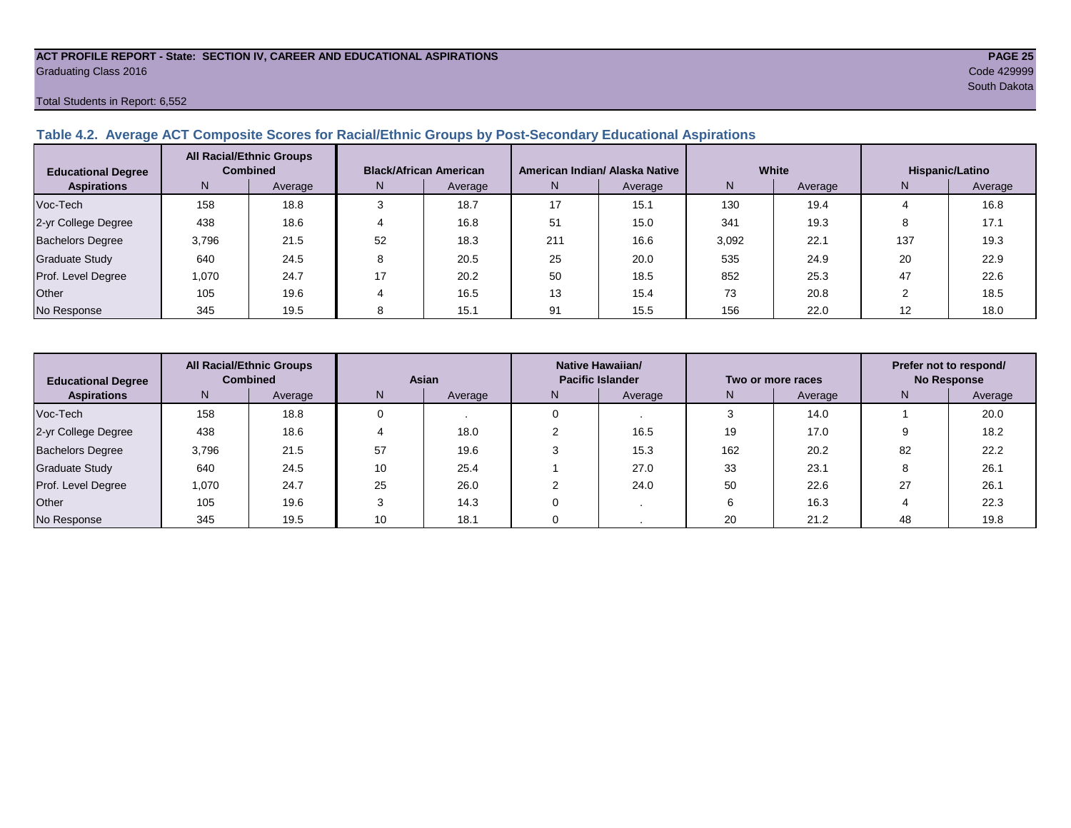**ACT PROFILE REPORT - State: SECTION IV, CAREER AND EDUCATIONAL ASPIRATIONS**
Graduating Class 2016
Code 429999
South Dakota

Total Students in Report: 6,552

## Table 4.2. Average ACT Composite Scores for Racial/Ethnic Groups by Post-Secondary Educational Aspirations

| Educational Degree Aspirations | All Racial/Ethnic Groups Combined | | Black/African American | | American Indian/ Alaska Native | | White | | Hispanic/Latino | |
|---|---|---|---|---|---|---|---|---|---|---|
| | N | Average | N | Average | N | Average | N | Average | N | Average |
| Voc-Tech | 158 | 18.8 | 3 | 18.7 | 17 | 15.1 | 130 | 19.4 | 4 | 16.8 |
| 2-yr College Degree | 438 | 18.6 | 4 | 16.8 | 51 | 15.0 | 341 | 19.3 | 8 | 17.1 |
| Bachelors Degree | 3,796 | 21.5 | 52 | 18.3 | 211 | 16.6 | 3,092 | 22.1 | 137 | 19.3 |
| Graduate Study | 640 | 24.5 | 8 | 20.5 | 25 | 20.0 | 535 | 24.9 | 20 | 22.9 |
| Prof. Level Degree | 1,070 | 24.7 | 17 | 20.2 | 50 | 18.5 | 852 | 25.3 | 47 | 22.6 |
| Other | 105 | 19.6 | 4 | 16.5 | 13 | 15.4 | 73 | 20.8 | 2 | 18.5 |
| No Response | 345 | 19.5 | 8 | 15.1 | 91 | 15.5 | 156 | 22.0 | 12 | 18.0 |

| Educational Degree Aspirations | All Racial/Ethnic Groups Combined | | Asian | | Native Hawaiian/ Pacific Islander | | Two or more races | | Prefer not to respond/ No Response | |
|---|---|---|---|---|---|---|---|---|---|---|
| | N | Average | N | Average | N | Average | N | Average | N | Average |
| Voc-Tech | 158 | 18.8 | 0 | . | 0 | . | 3 | 14.0 | 1 | 20.0 |
| 2-yr College Degree | 438 | 18.6 | 4 | 18.0 | 2 | 16.5 | 19 | 17.0 | 9 | 18.2 |
| Bachelors Degree | 3,796 | 21.5 | 57 | 19.6 | 3 | 15.3 | 162 | 20.2 | 82 | 22.2 |
| Graduate Study | 640 | 24.5 | 10 | 25.4 | 1 | 27.0 | 33 | 23.1 | 8 | 26.1 |
| Prof. Level Degree | 1,070 | 24.7 | 25 | 26.0 | 2 | 24.0 | 50 | 22.6 | 27 | 26.1 |
| Other | 105 | 19.6 | 3 | 14.3 | 0 | . | 6 | 16.3 | 4 | 22.3 |
| No Response | 345 | 19.5 | 10 | 18.1 | 0 | . | 20 | 21.2 | 48 | 19.8 |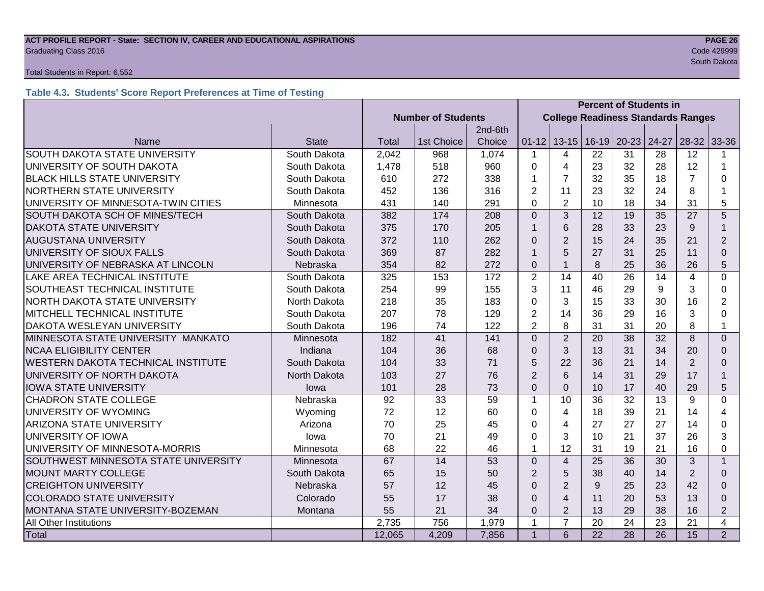## Table 4.3. Students' Score Report Preferences at Time of Testing

| Name | State | Number of Students | | | Percent of Students in College Readiness Standards Ranges | | | | | | |
|---|---|---|---|---|---|---|---|---|---|---|---|
| | | Total | 1st Choice | 2nd-6th Choice | 01-12 | 13-15 | 16-19 | 20-23 | 24-27 | 28-32 | 33-36 |
| SOUTH DAKOTA STATE UNIVERSITY | South Dakota | 2,042 | 968 | 1,074 | 1 | 4 | 22 | 31 | 28 | 12 | 1 |
| UNIVERSITY OF SOUTH DAKOTA | South Dakota | 1,478 | 518 | 960 | 0 | 4 | 23 | 32 | 28 | 12 | 1 |
| BLACK HILLS STATE UNIVERSITY | South Dakota | 610 | 272 | 338 | 1 | 7 | 32 | 35 | 18 | 7 | 0 |
| NORTHERN STATE UNIVERSITY | South Dakota | 452 | 136 | 316 | 2 | 11 | 23 | 32 | 24 | 8 | 1 |
| UNIVERSITY OF MINNESOTA-TWIN CITIES | Minnesota | 431 | 140 | 291 | 0 | 2 | 10 | 18 | 34 | 31 | 5 |
| SOUTH DAKOTA SCH OF MINES/TECH | South Dakota | 382 | 174 | 208 | 0 | 3 | 12 | 19 | 35 | 27 | 5 |
| DAKOTA STATE UNIVERSITY | South Dakota | 375 | 170 | 205 | 1 | 6 | 28 | 33 | 23 | 9 | 1 |
| AUGUSTANA UNIVERSITY | South Dakota | 372 | 110 | 262 | 0 | 2 | 15 | 24 | 35 | 21 | 2 |
| UNIVERSITY OF SIOUX FALLS | South Dakota | 369 | 87 | 282 | 1 | 5 | 27 | 31 | 25 | 11 | 0 |
| UNIVERSITY OF NEBRASKA AT LINCOLN | Nebraska | 354 | 82 | 272 | 0 | 1 | 8 | 25 | 36 | 26 | 5 |
| LAKE AREA TECHNICAL INSTITUTE | South Dakota | 325 | 153 | 172 | 2 | 14 | 40 | 26 | 14 | 4 | 0 |
| SOUTHEAST TECHNICAL INSTITUTE | South Dakota | 254 | 99 | 155 | 3 | 11 | 46 | 29 | 9 | 3 | 0 |
| NORTH DAKOTA STATE UNIVERSITY | North Dakota | 218 | 35 | 183 | 0 | 3 | 15 | 33 | 30 | 16 | 2 |
| MITCHELL TECHNICAL INSTITUTE | South Dakota | 207 | 78 | 129 | 2 | 14 | 36 | 29 | 16 | 3 | 0 |
| DAKOTA WESLEYAN UNIVERSITY | South Dakota | 196 | 74 | 122 | 2 | 8 | 31 | 31 | 20 | 8 | 1 |
| MINNESOTA STATE UNIVERSITY MANKATO | Minnesota | 182 | 41 | 141 | 0 | 2 | 20 | 38 | 32 | 8 | 0 |
| NCAA ELIGIBILITY CENTER | Indiana | 104 | 36 | 68 | 0 | 3 | 13 | 31 | 34 | 20 | 0 |
| WESTERN DAKOTA TECHNICAL INSTITUTE | South Dakota | 104 | 33 | 71 | 5 | 22 | 36 | 21 | 14 | 2 | 0 |
| UNIVERSITY OF NORTH DAKOTA | North Dakota | 103 | 27 | 76 | 2 | 6 | 14 | 31 | 29 | 17 | 1 |
| IOWA STATE UNIVERSITY | Iowa | 101 | 28 | 73 | 0 | 0 | 10 | 17 | 40 | 29 | 5 |
| CHADRON STATE COLLEGE | Nebraska | 92 | 33 | 59 | 1 | 10 | 36 | 32 | 13 | 9 | 0 |
| UNIVERSITY OF WYOMING | Wyoming | 72 | 12 | 60 | 0 | 4 | 18 | 39 | 21 | 14 | 4 |
| ARIZONA STATE UNIVERSITY | Arizona | 70 | 25 | 45 | 0 | 4 | 27 | 27 | 27 | 14 | 0 |
| UNIVERSITY OF IOWA | Iowa | 70 | 21 | 49 | 0 | 3 | 10 | 21 | 37 | 26 | 3 |
| UNIVERSITY OF MINNESOTA-MORRIS | Minnesota | 68 | 22 | 46 | 1 | 12 | 31 | 19 | 21 | 16 | 0 |
| SOUTHWEST MINNESOTA STATE UNIVERSITY | Minnesota | 67 | 14 | 53 | 0 | 4 | 25 | 36 | 30 | 3 | 1 |
| MOUNT MARTY COLLEGE | South Dakota | 65 | 15 | 50 | 2 | 5 | 38 | 40 | 14 | 2 | 0 |
| CREIGHTON UNIVERSITY | Nebraska | 57 | 12 | 45 | 0 | 2 | 9 | 25 | 23 | 42 | 0 |
| COLORADO STATE UNIVERSITY | Colorado | 55 | 17 | 38 | 0 | 4 | 11 | 20 | 53 | 13 | 0 |
| MONTANA STATE UNIVERSITY-BOZEMAN | Montana | 55 | 21 | 34 | 0 | 2 | 13 | 29 | 38 | 16 | 2 |
| All Other Institutions | | 2,735 | 756 | 1,979 | 1 | 7 | 20 | 24 | 23 | 21 | 4 |
| Total | | 12,065 | 4,209 | 7,856 | 1 | 6 | 22 | 28 | 26 | 15 | 2 |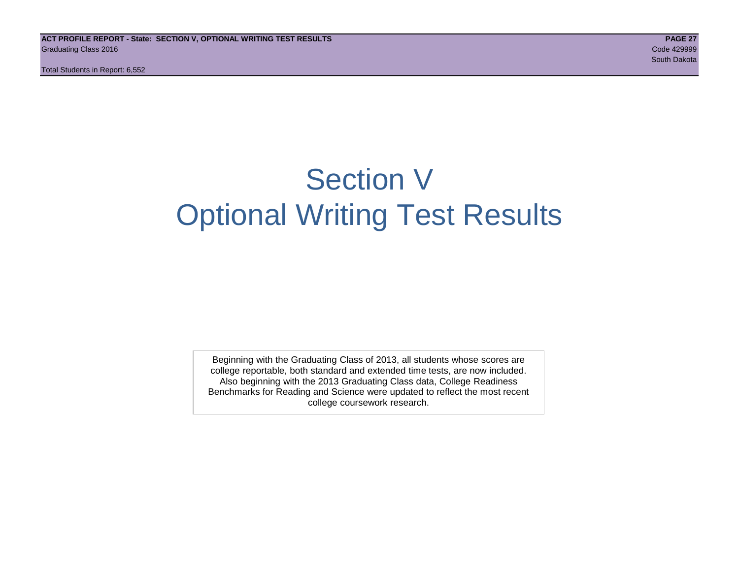# Section V
# Optional Writing Test Results

Beginning with the Graduating Class of 2013, all students whose scores are college reportable, both standard and extended time tests, are now included. Also beginning with the 2013 Graduating Class data, College Readiness Benchmarks for Reading and Science were updated to reflect the most recent college coursework research.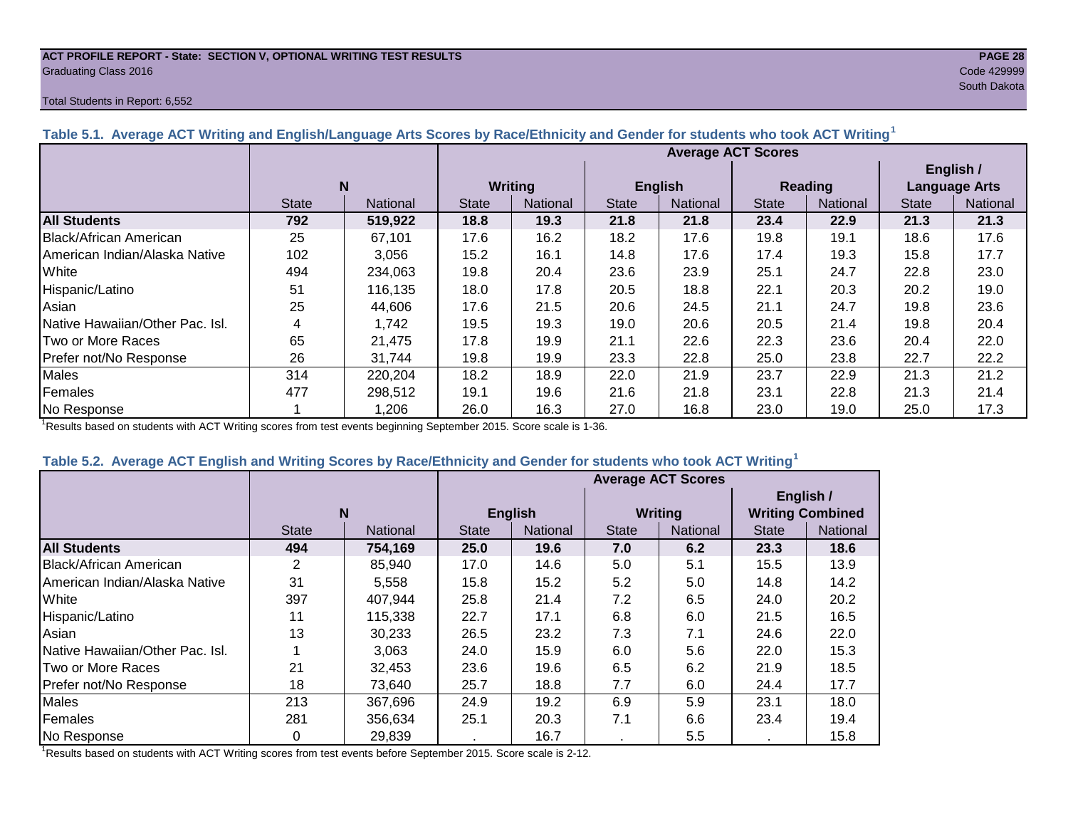ACT PROFILE REPORT - State: SECTION V, OPTIONAL WRITING TEST RESULTS
Graduating Class 2016
Code 429999
South Dakota

Total Students in Report: 6,552

### Table 5.1. Average ACT Writing and English/Language Arts Scores by Race/Ethnicity and Gender for students who took ACT Writing[1]

| | N | | Average ACT Scores | | | | | | | |
|---|---|---|---|---|---|---|---|---|---|---|
| | | | Writing | | English | | Reading | | English / Language Arts | |
| | State | National | State | National | State | National | State | National | State | National |
| **All Students** | **792** | **519,922** | **18.8** | **19.3** | **21.8** | **21.8** | **23.4** | **22.9** | **21.3** | **21.3** |
| Black/African American | 25 | 67,101 | 17.6 | 16.2 | 18.2 | 17.6 | 19.8 | 19.1 | 18.6 | 17.6 |
| American Indian/Alaska Native | 102 | 3,056 | 15.2 | 16.1 | 14.8 | 17.6 | 17.4 | 19.3 | 15.8 | 17.7 |
| White | 494 | 234,063 | 19.8 | 20.4 | 23.6 | 23.9 | 25.1 | 24.7 | 22.8 | 23.0 |
| Hispanic/Latino | 51 | 116,135 | 18.0 | 17.8 | 20.5 | 18.8 | 22.1 | 20.3 | 20.2 | 19.0 |
| Asian | 25 | 44,606 | 17.6 | 21.5 | 20.6 | 24.5 | 21.1 | 24.7 | 19.8 | 23.6 |
| Native Hawaiian/Other Pac. Isl. | 4 | 1,742 | 19.5 | 19.3 | 19.0 | 20.6 | 20.5 | 21.4 | 19.8 | 20.4 |
| Two or More Races | 65 | 21,475 | 17.8 | 19.9 | 21.1 | 22.6 | 22.3 | 23.6 | 20.4 | 22.0 |
| Prefer not/No Response | 26 | 31,744 | 19.8 | 19.9 | 23.3 | 22.8 | 25.0 | 23.8 | 22.7 | 22.2 |
| Males | 314 | 220,204 | 18.2 | 18.9 | 22.0 | 21.9 | 23.7 | 22.9 | 21.3 | 21.2 |
| Females | 477 | 298,512 | 19.1 | 19.6 | 21.6 | 21.8 | 23.1 | 22.8 | 21.3 | 21.4 |
| No Response | 1 | 1,206 | 26.0 | 16.3 | 27.0 | 16.8 | 23.0 | 19.0 | 25.0 | 17.3 |

[1]Results based on students with ACT Writing scores from test events beginning September 2015. Score scale is 1-36.

### Table 5.2. Average ACT English and Writing Scores by Race/Ethnicity and Gender for students who took ACT Writing[1]

| | N | | Average ACT Scores | | | | | |
|---|---|---|---|---|---|---|---|---|
| | | | English | | Writing | | English / Writing Combined | |
| | State | National | State | National | State | National | State | National |
| **All Students** | **494** | **754,169** | **25.0** | **19.6** | **7.0** | **6.2** | **23.3** | **18.6** |
| Black/African American | 2 | 85,940 | 17.0 | 14.6 | 5.0 | 5.1 | 15.5 | 13.9 |
| American Indian/Alaska Native | 31 | 5,558 | 15.8 | 15.2 | 5.2 | 5.0 | 14.8 | 14.2 |
| White | 397 | 407,944 | 25.8 | 21.4 | 7.2 | 6.5 | 24.0 | 20.2 |
| Hispanic/Latino | 11 | 115,338 | 22.7 | 17.1 | 6.8 | 6.0 | 21.5 | 16.5 |
| Asian | 13 | 30,233 | 26.5 | 23.2 | 7.3 | 7.1 | 24.6 | 22.0 |
| Native Hawaiian/Other Pac. Isl. | 1 | 3,063 | 24.0 | 15.9 | 6.0 | 5.6 | 22.0 | 15.3 |
| Two or More Races | 21 | 32,453 | 23.6 | 19.6 | 6.5 | 6.2 | 21.9 | 18.5 |
| Prefer not/No Response | 18 | 73,640 | 25.7 | 18.8 | 7.7 | 6.0 | 24.4 | 17.7 |
| Males | 213 | 367,696 | 24.9 | 19.2 | 6.9 | 5.9 | 23.1 | 18.0 |
| Females | 281 | 356,634 | 25.1 | 20.3 | 7.1 | 6.6 | 23.4 | 19.4 |
| No Response | 0 | 29,839 | . | 16.7 | . | 5.5 | . | 15.8 |

[1]Results based on students with ACT Writing scores from test events before September 2015. Score scale is 2-12.